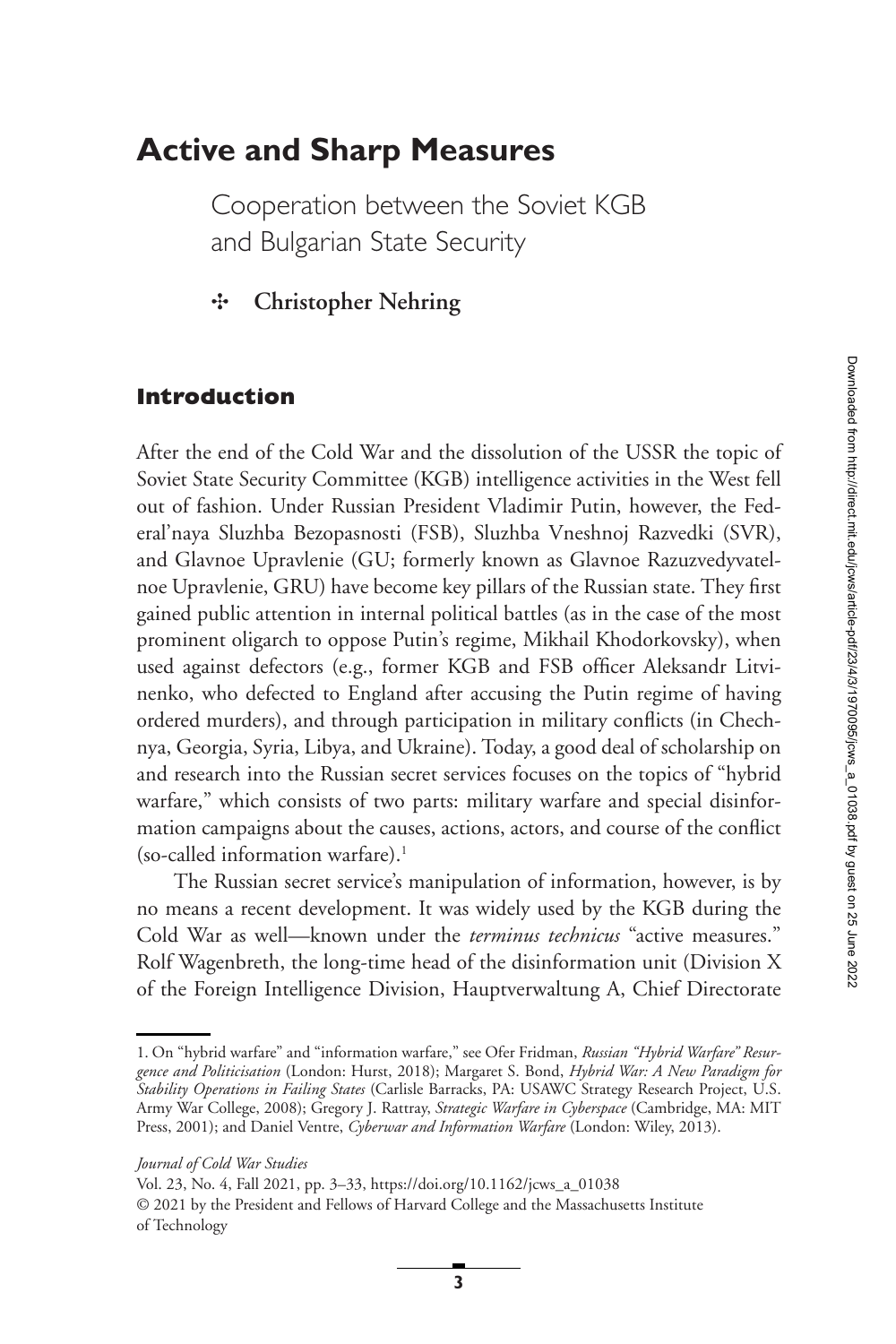# Active and Sharp Measures

## Cooperation between the Soviet KGB and Bulgarian State Security

✣ **Christopher Nehring**

## Introduction

After the end of the Cold War and the dissolution of the USSR the topic of Soviet State Security Committee (KGB) intelligence activities in the West fell out of fashion. Under Russian President Vladimir Putin, however, the Federal'naya Sluzhba Bezopasnosti (FSB), Sluzhba Vneshnoj Razvedki (SVR), and Glavnoe Upravlenie (GU; formerly known as Glavnoe Razuzvedyvatelnoe Upravlenie, GRU) have become key pillars of the Russian state. They first gained public attention in internal political battles (as in the case of the most prominent oligarch to oppose Putin's regime, Mikhail Khodorkovsky), when used against defectors (e.g., former KGB and FSB officer Aleksandr Litvinenko, who defected to England after accusing the Putin regime of having ordered murders), and through participation in military conflicts (in Chechnya, Georgia, Syria, Libya, and Ukraine). Today, a good deal of scholarship on and research into the Russian secret services focuses on the topics of "hybrid warfare," which consists of two parts: military warfare and special disinformation campaigns about the causes, actions, actors, and course of the conflict (so-called information warfare).[1]

The Russian secret service's manipulation of information, however, is by no means a recent development. It was widely used by the KGB during the Cold War as well—known under the *terminus technicus* "active measures." Rolf Wagenbreth, the long-time head of the disinformation unit (Division X of the Foreign Intelligence Division, Hauptverwaltung A, Chief Directorate

---

1. On "hybrid warfare" and "information warfare," see Ofer Fridman, *Russian "Hybrid Warfare" Resurgence and Politicisation* (London: Hurst, 2018); Margaret S. Bond, *Hybrid War: A New Paradigm for Stability Operations in Failing States* (Carlisle Barracks, PA: USAWC Strategy Research Project, U.S. Army War College, 2008); Gregory J. Rattray, *Strategic Warfare in Cyberspace* (Cambridge, MA: MIT Press, 2001); and Daniel Ventre, *Cyberwar and Information Warfare* (London: Wiley, 2013).

*Journal of Cold War Studies*
Vol. 23, No. 4, Fall 2021, pp. 3–33, https://doi.org/10.1162/jcws_a_01038
© 2021 by the President and Fellows of Harvard College and the Massachusetts Institute of Technology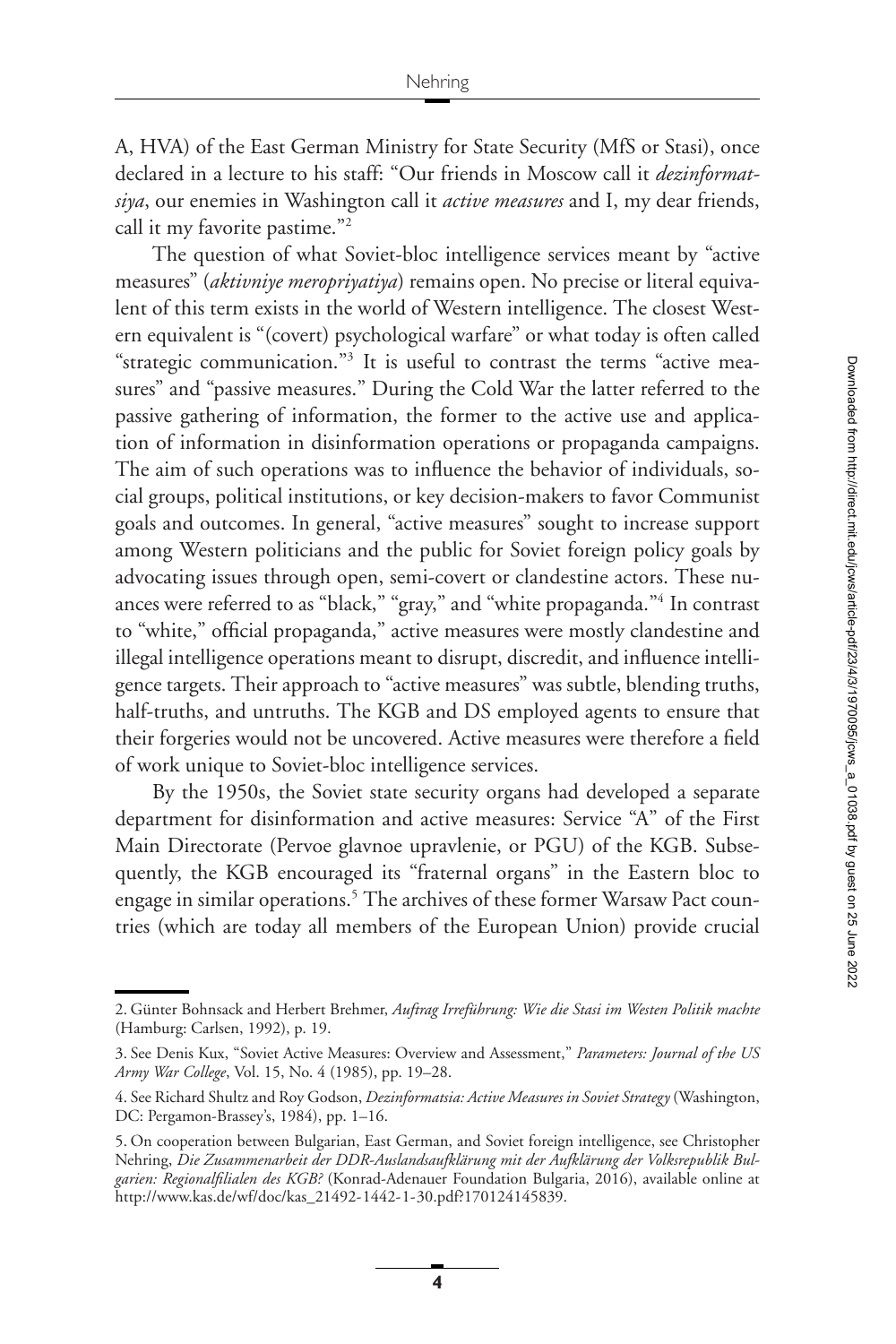A, HVA) of the East German Ministry for State Security (MfS or Stasi), once declared in a lecture to his staff: "Our friends in Moscow call it *dezinformatsiya*, our enemies in Washington call it *active measures* and I, my dear friends, call it my favorite pastime."[2]

The question of what Soviet-bloc intelligence services meant by "active measures" (*aktivniye meropriyatiya*) remains open. No precise or literal equivalent of this term exists in the world of Western intelligence. The closest Western equivalent is "(covert) psychological warfare" or what today is often called "strategic communication."[3] It is useful to contrast the terms "active measures" and "passive measures." During the Cold War the latter referred to the passive gathering of information, the former to the active use and application of information in disinformation operations or propaganda campaigns. The aim of such operations was to influence the behavior of individuals, social groups, political institutions, or key decision-makers to favor Communist goals and outcomes. In general, "active measures" sought to increase support among Western politicians and the public for Soviet foreign policy goals by advocating issues through open, semi-covert or clandestine actors. These nuances were referred to as "black," "gray," and "white propaganda."[4] In contrast to "white," official propaganda," active measures were mostly clandestine and illegal intelligence operations meant to disrupt, discredit, and influence intelligence targets. Their approach to "active measures" was subtle, blending truths, half-truths, and untruths. The KGB and DS employed agents to ensure that their forgeries would not be uncovered. Active measures were therefore a field of work unique to Soviet-bloc intelligence services.

By the 1950s, the Soviet state security organs had developed a separate department for disinformation and active measures: Service "A" of the First Main Directorate (Pervoe glavnoe upravlenie, or PGU) of the KGB. Subsequently, the KGB encouraged its "fraternal organs" in the Eastern bloc to engage in similar operations.[5] The archives of these former Warsaw Pact countries (which are today all members of the European Union) provide crucial

2. Günter Bohnsack and Herbert Brehmer, *Auftrag Irreführung: Wie die Stasi im Westen Politik machte* (Hamburg: Carlsen, 1992), p. 19.

3. See Denis Kux, "Soviet Active Measures: Overview and Assessment," *Parameters: Journal of the US Army War College*, Vol. 15, No. 4 (1985), pp. 19–28.

4. See Richard Shultz and Roy Godson, *Dezinformatsia: Active Measures in Soviet Strategy* (Washington, DC: Pergamon-Brassey's, 1984), pp. 1–16.

5. On cooperation between Bulgarian, East German, and Soviet foreign intelligence, see Christopher Nehring, *Die Zusammenarbeit der DDR-Auslandsaufklärung mit der Aufklärung der Volksrepublik Bulgarien: Regionalfilialen des KGB?* (Konrad-Adenauer Foundation Bulgaria, 2016), available online at http://www.kas.de/wf/doc/kas_21492-1442-1-30.pdf?170124145839.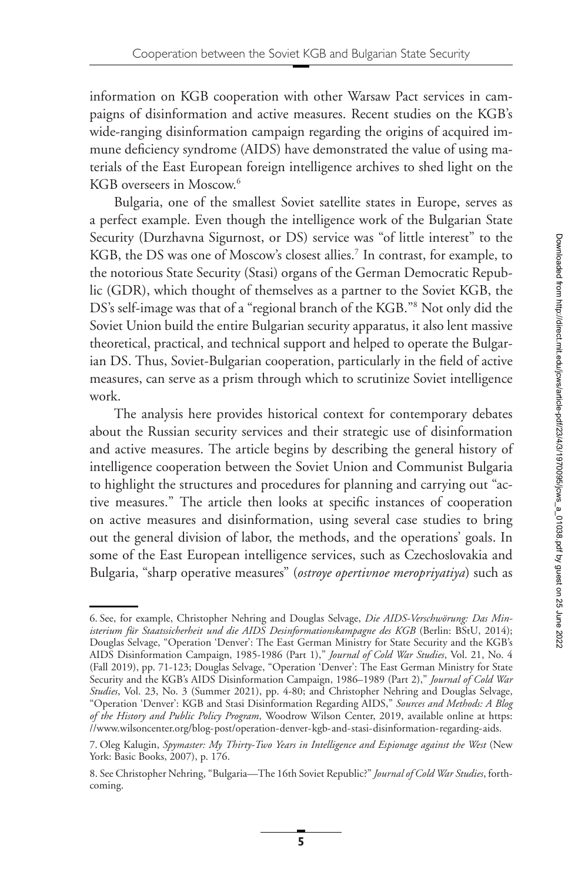information on KGB cooperation with other Warsaw Pact services in campaigns of disinformation and active measures. Recent studies on the KGB's wide-ranging disinformation campaign regarding the origins of acquired immune deficiency syndrome (AIDS) have demonstrated the value of using materials of the East European foreign intelligence archives to shed light on the KGB overseers in Moscow.[6]

Bulgaria, one of the smallest Soviet satellite states in Europe, serves as a perfect example. Even though the intelligence work of the Bulgarian State Security (Durzhavna Sigurnost, or DS) service was "of little interest" to the KGB, the DS was one of Moscow's closest allies.[7] In contrast, for example, to the notorious State Security (Stasi) organs of the German Democratic Republic (GDR), which thought of themselves as a partner to the Soviet KGB, the DS's self-image was that of a "regional branch of the KGB."[8] Not only did the Soviet Union build the entire Bulgarian security apparatus, it also lent massive theoretical, practical, and technical support and helped to operate the Bulgarian DS. Thus, Soviet-Bulgarian cooperation, particularly in the field of active measures, can serve as a prism through which to scrutinize Soviet intelligence work.

The analysis here provides historical context for contemporary debates about the Russian security services and their strategic use of disinformation and active measures. The article begins by describing the general history of intelligence cooperation between the Soviet Union and Communist Bulgaria to highlight the structures and procedures for planning and carrying out "active measures." The article then looks at specific instances of cooperation on active measures and disinformation, using several case studies to bring out the general division of labor, the methods, and the operations' goals. In some of the East European intelligence services, such as Czechoslovakia and Bulgaria, "sharp operative measures" (*ostroye opertivnoe meropriyatiya*) such as

---

6. See, for example, Christopher Nehring and Douglas Selvage, *Die AIDS-Verschwörung: Das Ministerium für Staatssicherheit und die AIDS Desinformationskampagne des KGB* (Berlin: BStU, 2014); Douglas Selvage, "Operation 'Denver': The East German Ministry for State Security and the KGB's AIDS Disinformation Campaign, 1985-1986 (Part 1)," *Journal of Cold War Studies*, Vol. 21, No. 4 (Fall 2019), pp. 71-123; Douglas Selvage, "Operation 'Denver': The East German Ministry for State Security and the KGB's AIDS Disinformation Campaign, 1986–1989 (Part 2)," *Journal of Cold War Studies*, Vol. 23, No. 3 (Summer 2021), pp. 4-80; and Christopher Nehring and Douglas Selvage, "Operation 'Denver': KGB and Stasi Disinformation Regarding AIDS," *Sources and Methods: A Blog of the History and Public Policy Program*, Woodrow Wilson Center, 2019, available online at https://www.wilsoncenter.org/blog-post/operation-denver-kgb-and-stasi-disinformation-regarding-aids.

7. Oleg Kalugin, *Spymaster: My Thirty-Two Years in Intelligence and Espionage against the West* (New York: Basic Books, 2007), p. 176.

8. See Christopher Nehring, "Bulgaria—The 16th Soviet Republic?" *Journal of Cold War Studies*, forthcoming.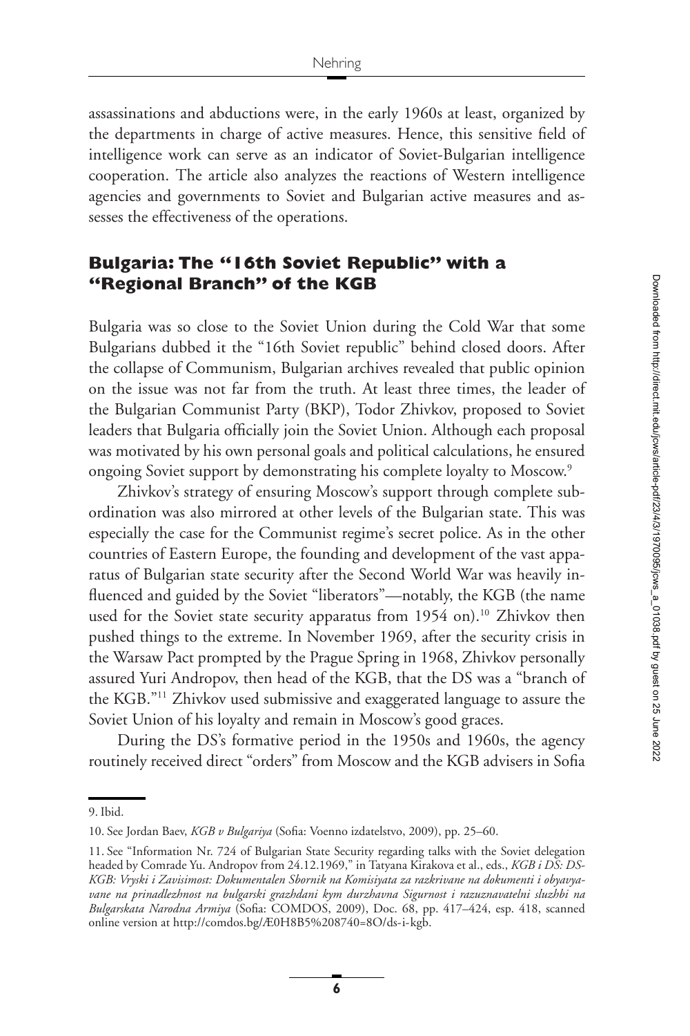assassinations and abductions were, in the early 1960s at least, organized by the departments in charge of active measures. Hence, this sensitive field of intelligence work can serve as an indicator of Soviet-Bulgarian intelligence cooperation. The article also analyzes the reactions of Western intelligence agencies and governments to Soviet and Bulgarian active measures and assesses the effectiveness of the operations.

## Bulgaria: The "16th Soviet Republic" with a "Regional Branch" of the KGB

Bulgaria was so close to the Soviet Union during the Cold War that some Bulgarians dubbed it the "16th Soviet republic" behind closed doors. After the collapse of Communism, Bulgarian archives revealed that public opinion on the issue was not far from the truth. At least three times, the leader of the Bulgarian Communist Party (BKP), Todor Zhivkov, proposed to Soviet leaders that Bulgaria officially join the Soviet Union. Although each proposal was motivated by his own personal goals and political calculations, he ensured ongoing Soviet support by demonstrating his complete loyalty to Moscow.[9]

Zhivkov's strategy of ensuring Moscow's support through complete subordination was also mirrored at other levels of the Bulgarian state. This was especially the case for the Communist regime's secret police. As in the other countries of Eastern Europe, the founding and development of the vast apparatus of Bulgarian state security after the Second World War was heavily influenced and guided by the Soviet "liberators"—notably, the KGB (the name used for the Soviet state security apparatus from 1954 on).[10] Zhivkov then pushed things to the extreme. In November 1969, after the security crisis in the Warsaw Pact prompted by the Prague Spring in 1968, Zhivkov personally assured Yuri Andropov, then head of the KGB, that the DS was a "branch of the KGB."[11] Zhivkov used submissive and exaggerated language to assure the Soviet Union of his loyalty and remain in Moscow's good graces.

During the DS's formative period in the 1950s and 1960s, the agency routinely received direct "orders" from Moscow and the KGB advisers in Sofia

9. Ibid.

10. See Jordan Baev, *KGB v Bulgariya* (Sofia: Voenno izdatelstvo, 2009), pp. 25–60.

11. See "Information Nr. 724 of Bulgarian State Security regarding talks with the Soviet delegation headed by Comrade Yu. Andropov from 24.12.1969," in Tatyana Kirakova et al., eds., *KGB i DS: DS-KGB: Vryski i Zavisimost: Dokumentalen Sbornik na Komisiyata za razkrivane na dokumenti i obyavyavane na prinadlezhnost na bulgarski grazhdani kym durzhavna Sigurnost i razuznavatelni sluzhbi na Bulgarskata Narodna Armiya* (Sofia: COMDOS, 2009), Doc. 68, pp. 417–424, esp. 418, scanned online version at http://comdos.bg/Æ0H8B5%208740=8O/ds-i-kgb.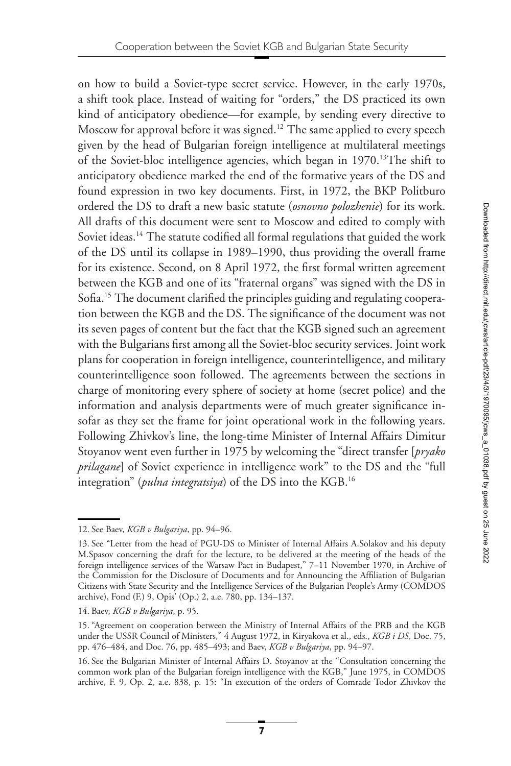on how to build a Soviet-type secret service. However, in the early 1970s, a shift took place. Instead of waiting for "orders," the DS practiced its own kind of anticipatory obedience—for example, by sending every directive to Moscow for approval before it was signed.[12] The same applied to every speech given by the head of Bulgarian foreign intelligence at multilateral meetings of the Soviet-bloc intelligence agencies, which began in 1970.[13]The shift to anticipatory obedience marked the end of the formative years of the DS and found expression in two key documents. First, in 1972, the BKP Politburo ordered the DS to draft a new basic statute (*osnovno polozhenie*) for its work. All drafts of this document were sent to Moscow and edited to comply with Soviet ideas.[14] The statute codified all formal regulations that guided the work of the DS until its collapse in 1989–1990, thus providing the overall frame for its existence. Second, on 8 April 1972, the first formal written agreement between the KGB and one of its "fraternal organs" was signed with the DS in Sofia.[15] The document clarified the principles guiding and regulating cooperation between the KGB and the DS. The significance of the document was not its seven pages of content but the fact that the KGB signed such an agreement with the Bulgarians first among all the Soviet-bloc security services. Joint work plans for cooperation in foreign intelligence, counterintelligence, and military counterintelligence soon followed. The agreements between the sections in charge of monitoring every sphere of society at home (secret police) and the information and analysis departments were of much greater significance insofar as they set the frame for joint operational work in the following years. Following Zhivkov's line, the long-time Minister of Internal Affairs Dimitur Stoyanov went even further in 1975 by welcoming the "direct transfer [*pryako prilagane*] of Soviet experience in intelligence work" to the DS and the "full integration" (*pulna integratsiya*) of the DS into the KGB.[16]

---

12. See Baev, *KGB v Bulgariya*, pp. 94–96.

13. See "Letter from the head of PGU-DS to Minister of Internal Affairs A.Solakov and his deputy M.Spasov concerning the draft for the lecture, to be delivered at the meeting of the heads of the foreign intelligence services of the Warsaw Pact in Budapest," 7–11 November 1970, in Archive of the Commission for the Disclosure of Documents and for Announcing the Affiliation of Bulgarian Citizens with State Security and the Intelligence Services of the Bulgarian People's Army (COMDOS archive), Fond (F.) 9, Opis' (Op.) 2, a.e. 780, pp. 134–137.

14. Baev, *KGB v Bulgariya*, p. 95.

15. "Agreement on cooperation between the Ministry of Internal Affairs of the PRB and the KGB under the USSR Council of Ministers," 4 August 1972, in Kiryakova et al., eds., *KGB i DS,* Doc. 75, pp. 476–484, and Doc. 76, pp. 485–493; and Baev, *KGB v Bulgariya*, pp. 94–97.

16. See the Bulgarian Minister of Internal Affairs D. Stoyanov at the "Consultation concerning the common work plan of the Bulgarian foreign intelligence with the KGB," June 1975, in COMDOS archive, F. 9, Op. 2, a.e. 838, p. 15: "In execution of the orders of Comrade Todor Zhivkov the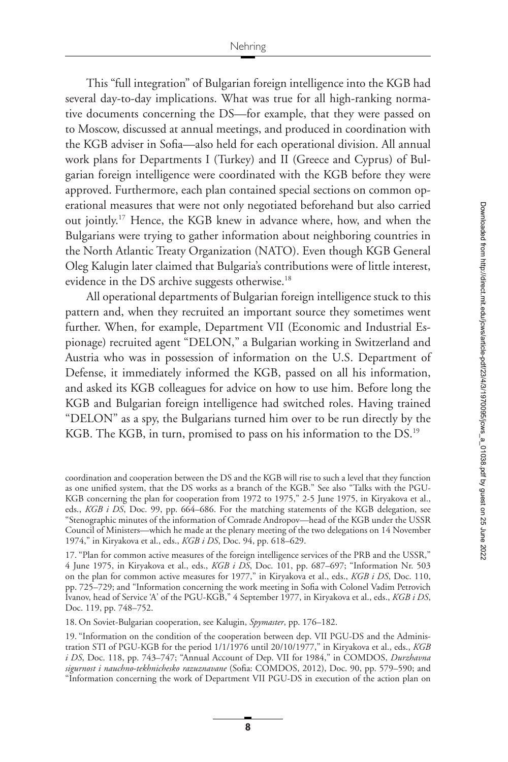This "full integration" of Bulgarian foreign intelligence into the KGB had several day-to-day implications. What was true for all high-ranking normative documents concerning the DS—for example, that they were passed on to Moscow, discussed at annual meetings, and produced in coordination with the KGB adviser in Sofia—also held for each operational division. All annual work plans for Departments I (Turkey) and II (Greece and Cyprus) of Bulgarian foreign intelligence were coordinated with the KGB before they were approved. Furthermore, each plan contained special sections on common operational measures that were not only negotiated beforehand but also carried out jointly.[17] Hence, the KGB knew in advance where, how, and when the Bulgarians were trying to gather information about neighboring countries in the North Atlantic Treaty Organization (NATO). Even though KGB General Oleg Kalugin later claimed that Bulgaria's contributions were of little interest, evidence in the DS archive suggests otherwise.[18]

All operational departments of Bulgarian foreign intelligence stuck to this pattern and, when they recruited an important source they sometimes went further. When, for example, Department VII (Economic and Industrial Espionage) recruited agent "DELON," a Bulgarian working in Switzerland and Austria who was in possession of information on the U.S. Department of Defense, it immediately informed the KGB, passed on all his information, and asked its KGB colleagues for advice on how to use him. Before long the KGB and Bulgarian foreign intelligence had switched roles. Having trained "DELON" as a spy, the Bulgarians turned him over to be run directly by the KGB. The KGB, in turn, promised to pass on his information to the DS.[19]

coordination and cooperation between the DS and the KGB will rise to such a level that they function as one unified system, that the DS works as a branch of the KGB." See also "Talks with the PGU-KGB concerning the plan for cooperation from 1972 to 1975," 2-5 June 1975, in Kiryakova et al., eds., *KGB i DS*, Doc. 99, pp. 664–686. For the matching statements of the KGB delegation, see "Stenographic minutes of the information of Comrade Andropov—head of the KGB under the USSR Council of Ministers—which he made at the plenary meeting of the two delegations on 14 November 1974," in Kiryakova et al., eds., *KGB i DS*, Doc. 94, pp. 618–629.

17. "Plan for common active measures of the foreign intelligence services of the PRB and the USSR," 4 June 1975, in Kiryakova et al., eds., *KGB i DS*, Doc. 101, pp. 687–697; "Information Nr. 503 on the plan for common active measures for 1977," in Kiryakova et al., eds., *KGB i DS*, Doc. 110, pp. 725–729; and "Information concerning the work meeting in Sofia with Colonel Vadim Petrovich Ivanov, head of Service 'A' of the PGU-KGB," 4 September 1977, in Kiryakova et al., eds., *KGB i DS*, Doc. 119, pp. 748–752.

18. On Soviet-Bulgarian cooperation, see Kalugin, *Spymaster*, pp. 176–182.

19. "Information on the condition of the cooperation between dep. VII PGU-DS and the Administration STI of PGU-KGB for the period 1/1/1976 until 20/10/1977," in Kiryakova et al., eds., *KGB i DS*, Doc. 118, pp. 743–747; "Annual Account of Dep. VII for 1984," in COMDOS, *Durzhavna sigurnost i nauchno-tekhnichesko razuznavane* (Sofia: COMDOS, 2012), Doc. 90, pp. 579–590; and "Information concerning the work of Department VII PGU-DS in execution of the action plan on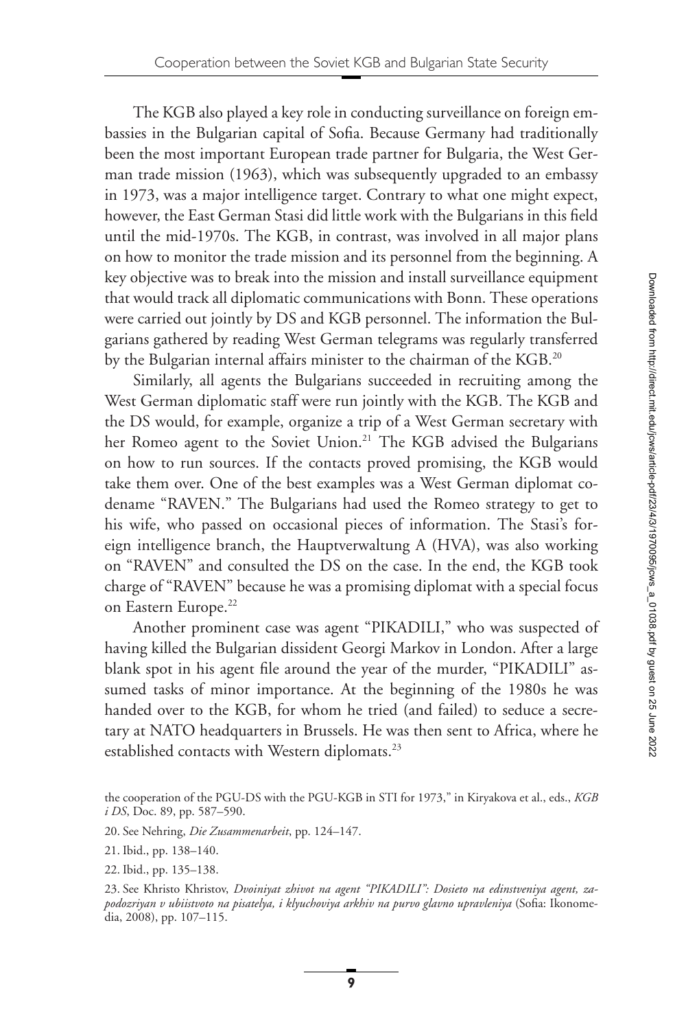The KGB also played a key role in conducting surveillance on foreign embassies in the Bulgarian capital of Sofia. Because Germany had traditionally been the most important European trade partner for Bulgaria, the West German trade mission (1963), which was subsequently upgraded to an embassy in 1973, was a major intelligence target. Contrary to what one might expect, however, the East German Stasi did little work with the Bulgarians in this field until the mid-1970s. The KGB, in contrast, was involved in all major plans on how to monitor the trade mission and its personnel from the beginning. A key objective was to break into the mission and install surveillance equipment that would track all diplomatic communications with Bonn. These operations were carried out jointly by DS and KGB personnel. The information the Bulgarians gathered by reading West German telegrams was regularly transferred by the Bulgarian internal affairs minister to the chairman of the KGB.[20]

Similarly, all agents the Bulgarians succeeded in recruiting among the West German diplomatic staff were run jointly with the KGB. The KGB and the DS would, for example, organize a trip of a West German secretary with her Romeo agent to the Soviet Union.[21] The KGB advised the Bulgarians on how to run sources. If the contacts proved promising, the KGB would take them over. One of the best examples was a West German diplomat codename "RAVEN." The Bulgarians had used the Romeo strategy to get to his wife, who passed on occasional pieces of information. The Stasi's foreign intelligence branch, the Hauptverwaltung A (HVA), was also working on "RAVEN" and consulted the DS on the case. In the end, the KGB took charge of "RAVEN" because he was a promising diplomat with a special focus on Eastern Europe.[22]

Another prominent case was agent "PIKADILI," who was suspected of having killed the Bulgarian dissident Georgi Markov in London. After a large blank spot in his agent file around the year of the murder, "PIKADILI" assumed tasks of minor importance. At the beginning of the 1980s he was handed over to the KGB, for whom he tried (and failed) to seduce a secretary at NATO headquarters in Brussels. He was then sent to Africa, where he established contacts with Western diplomats.[23]

the cooperation of the PGU-DS with the PGU-KGB in STI for 1973," in Kiryakova et al., eds., *KGB i DS*, Doc. 89, pp. 587–590.

20. See Nehring, *Die Zusammenarbeit*, pp. 124–147.

21. Ibid., pp. 138–140.

22. Ibid., pp. 135–138.

23. See Khristo Khristov, *Dvoiniyat zhivot na agent "PIKADILI": Dosieto na edinstveniya agent, zapodozriyan v ubiistvoto na pisatelya, i klyuchoviya arkhiv na purvo glavno upravleniya* (Sofia: Ikonomedia, 2008), pp. 107–115.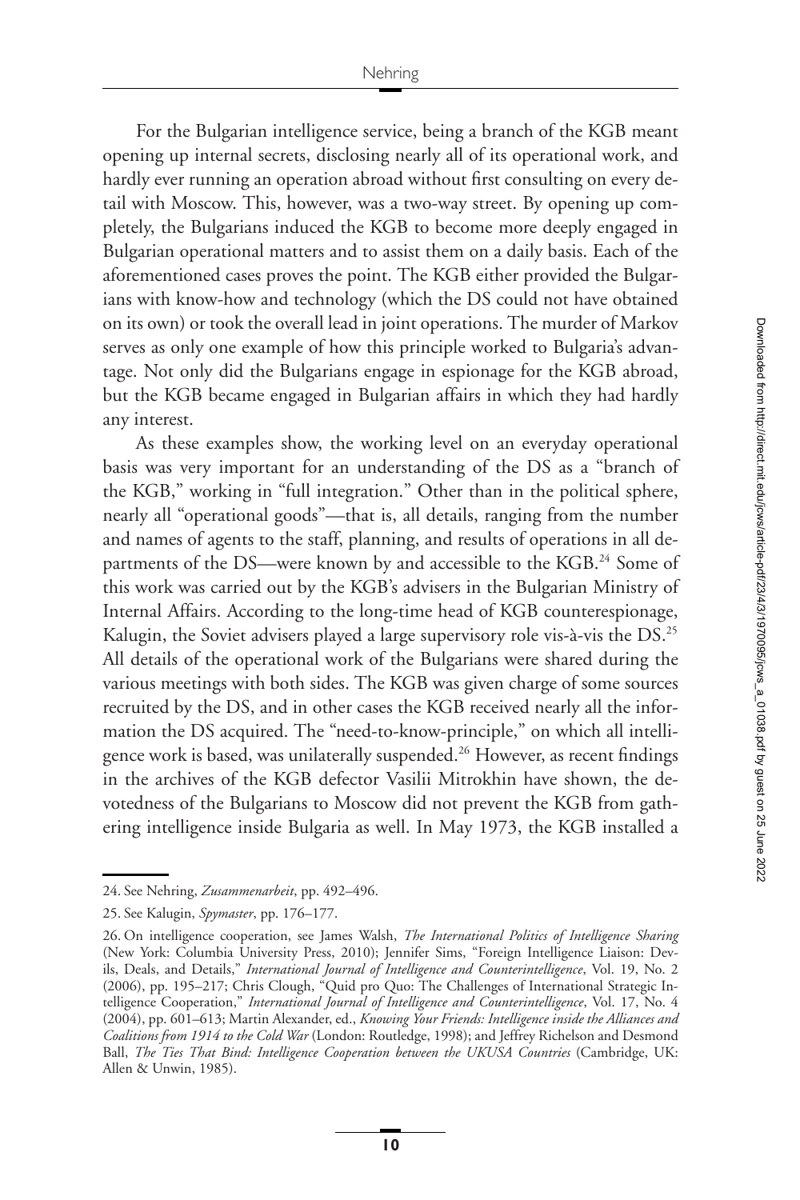For the Bulgarian intelligence service, being a branch of the KGB meant opening up internal secrets, disclosing nearly all of its operational work, and hardly ever running an operation abroad without first consulting on every detail with Moscow. This, however, was a two-way street. By opening up completely, the Bulgarians induced the KGB to become more deeply engaged in Bulgarian operational matters and to assist them on a daily basis. Each of the aforementioned cases proves the point. The KGB either provided the Bulgarians with know-how and technology (which the DS could not have obtained on its own) or took the overall lead in joint operations. The murder of Markov serves as only one example of how this principle worked to Bulgaria's advantage. Not only did the Bulgarians engage in espionage for the KGB abroad, but the KGB became engaged in Bulgarian affairs in which they had hardly any interest.

As these examples show, the working level on an everyday operational basis was very important for an understanding of the DS as a "branch of the KGB," working in "full integration." Other than in the political sphere, nearly all "operational goods"—that is, all details, ranging from the number and names of agents to the staff, planning, and results of operations in all departments of the DS—were known by and accessible to the KGB.[24] Some of this work was carried out by the KGB's advisers in the Bulgarian Ministry of Internal Affairs. According to the long-time head of KGB counterespionage, Kalugin, the Soviet advisers played a large supervisory role vis-à-vis the DS.[25] All details of the operational work of the Bulgarians were shared during the various meetings with both sides. The KGB was given charge of some sources recruited by the DS, and in other cases the KGB received nearly all the information the DS acquired. The "need-to-know-principle," on which all intelligence work is based, was unilaterally suspended.[26] However, as recent findings in the archives of the KGB defector Vasilii Mitrokhin have shown, the devotedness of the Bulgarians to Moscow did not prevent the KGB from gathering intelligence inside Bulgaria as well. In May 1973, the KGB installed a

24. See Nehring, *Zusammenarbeit*, pp. 492–496.

25. See Kalugin, *Spymaster*, pp. 176–177.

26. On intelligence cooperation, see James Walsh, *The International Politics of Intelligence Sharing* (New York: Columbia University Press, 2010); Jennifer Sims, "Foreign Intelligence Liaison: Devils, Deals, and Details," *International Journal of Intelligence and Counterintelligence*, Vol. 19, No. 2 (2006), pp. 195–217; Chris Clough, "Quid pro Quo: The Challenges of International Strategic Intelligence Cooperation," *International Journal of Intelligence and Counterintelligence*, Vol. 17, No. 4 (2004), pp. 601–613; Martin Alexander, ed., *Knowing Your Friends: Intelligence inside the Alliances and Coalitions from 1914 to the Cold War* (London: Routledge, 1998); and Jeffrey Richelson and Desmond Ball, *The Ties That Bind: Intelligence Cooperation between the UKUSA Countries* (Cambridge, UK: Allen & Unwin, 1985).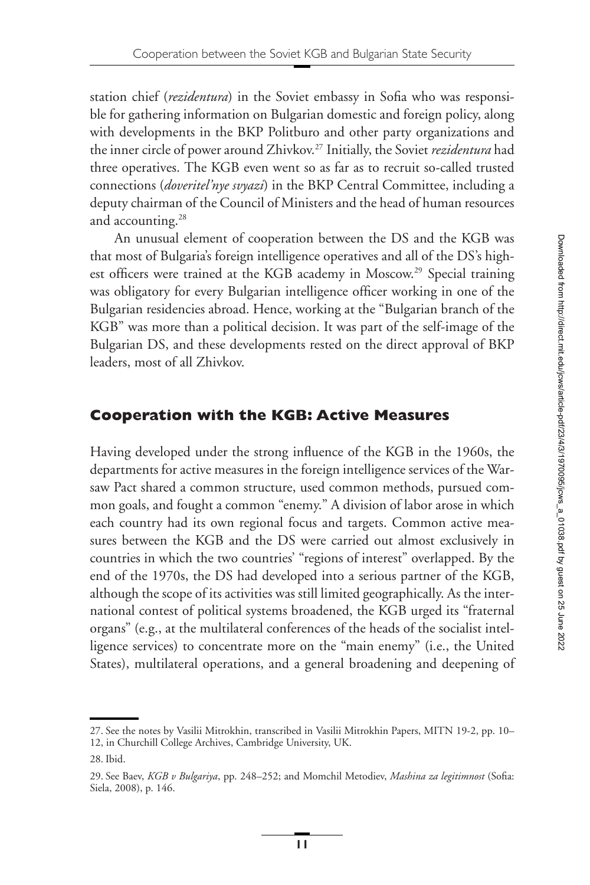station chief (*rezidentura*) in the Soviet embassy in Sofia who was responsible for gathering information on Bulgarian domestic and foreign policy, along with developments in the BKP Politburo and other party organizations and the inner circle of power around Zhivkov.[27] Initially, the Soviet *rezidentura* had three operatives. The KGB even went so as far as to recruit so-called trusted connections (*doveritel'nye svyazi*) in the BKP Central Committee, including a deputy chairman of the Council of Ministers and the head of human resources and accounting.[28]

An unusual element of cooperation between the DS and the KGB was that most of Bulgaria's foreign intelligence operatives and all of the DS's highest officers were trained at the KGB academy in Moscow.[29] Special training was obligatory for every Bulgarian intelligence officer working in one of the Bulgarian residencies abroad. Hence, working at the "Bulgarian branch of the KGB" was more than a political decision. It was part of the self-image of the Bulgarian DS, and these developments rested on the direct approval of BKP leaders, most of all Zhivkov.

## Cooperation with the KGB: Active Measures

Having developed under the strong influence of the KGB in the 1960s, the departments for active measures in the foreign intelligence services of the Warsaw Pact shared a common structure, used common methods, pursued common goals, and fought a common "enemy." A division of labor arose in which each country had its own regional focus and targets. Common active measures between the KGB and the DS were carried out almost exclusively in countries in which the two countries' "regions of interest" overlapped. By the end of the 1970s, the DS had developed into a serious partner of the KGB, although the scope of its activities was still limited geographically. As the international contest of political systems broadened, the KGB urged its "fraternal organs" (e.g., at the multilateral conferences of the heads of the socialist intelligence services) to concentrate more on the "main enemy" (i.e., the United States), multilateral operations, and a general broadening and deepening of

27. See the notes by Vasilii Mitrokhin, transcribed in Vasilii Mitrokhin Papers, MITN 19-2, pp. 10–12, in Churchill College Archives, Cambridge University, UK.

28. Ibid.

29. See Baev, *KGB v Bulgariya*, pp. 248–252; and Momchil Metodiev, *Mashina za legitimnost* (Sofia: Siela, 2008), p. 146.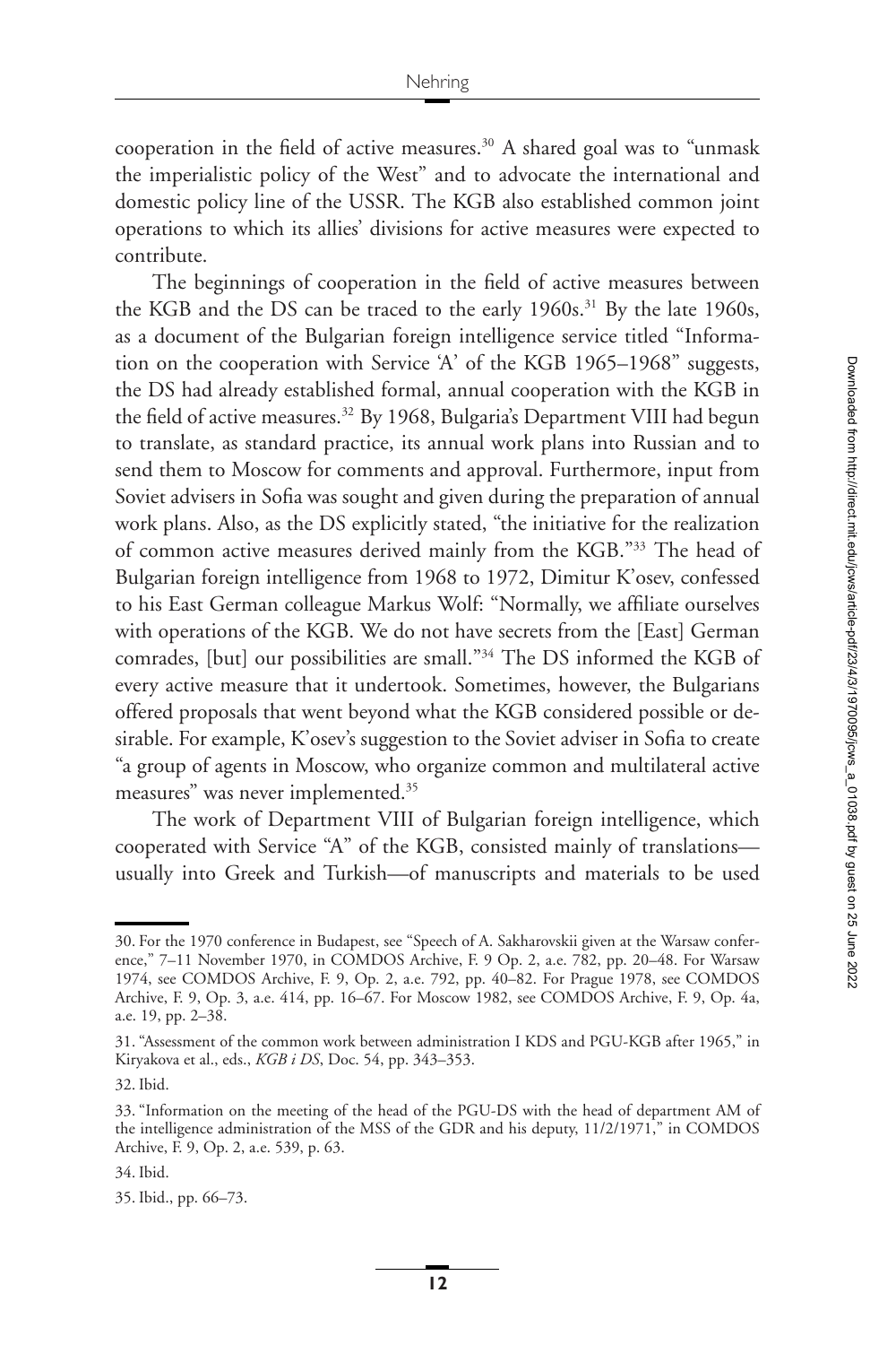cooperation in the field of active measures.[30] A shared goal was to "unmask the imperialistic policy of the West" and to advocate the international and domestic policy line of the USSR. The KGB also established common joint operations to which its allies' divisions for active measures were expected to contribute.

The beginnings of cooperation in the field of active measures between the KGB and the DS can be traced to the early 1960s.[31] By the late 1960s, as a document of the Bulgarian foreign intelligence service titled "Information on the cooperation with Service 'A' of the KGB 1965–1968" suggests, the DS had already established formal, annual cooperation with the KGB in the field of active measures.[32] By 1968, Bulgaria's Department VIII had begun to translate, as standard practice, its annual work plans into Russian and to send them to Moscow for comments and approval. Furthermore, input from Soviet advisers in Sofia was sought and given during the preparation of annual work plans. Also, as the DS explicitly stated, "the initiative for the realization of common active measures derived mainly from the KGB."[33] The head of Bulgarian foreign intelligence from 1968 to 1972, Dimitur K'osev, confessed to his East German colleague Markus Wolf: "Normally, we affiliate ourselves with operations of the KGB. We do not have secrets from the [East] German comrades, [but] our possibilities are small."[34] The DS informed the KGB of every active measure that it undertook. Sometimes, however, the Bulgarians offered proposals that went beyond what the KGB considered possible or desirable. For example, K'osev's suggestion to the Soviet adviser in Sofia to create "a group of agents in Moscow, who organize common and multilateral active measures" was never implemented.[35]

The work of Department VIII of Bulgarian foreign intelligence, which cooperated with Service "A" of the KGB, consisted mainly of translations—usually into Greek and Turkish—of manuscripts and materials to be used

30. For the 1970 conference in Budapest, see "Speech of A. Sakharovskii given at the Warsaw conference," 7–11 November 1970, in COMDOS Archive, F. 9 Op. 2, a.e. 782, pp. 20–48. For Warsaw 1974, see COMDOS Archive, F. 9, Op. 2, a.e. 792, pp. 40–82. For Prague 1978, see COMDOS Archive, F. 9, Op. 3, a.e. 414, pp. 16–67. For Moscow 1982, see COMDOS Archive, F. 9, Op. 4a, a.e. 19, pp. 2–38.

31. "Assessment of the common work between administration I KDS and PGU-KGB after 1965," in Kiryakova et al., eds., *KGB i DS*, Doc. 54, pp. 343–353.

32. Ibid.

33. "Information on the meeting of the head of the PGU-DS with the head of department AM of the intelligence administration of the MSS of the GDR and his deputy, 11/2/1971," in COMDOS Archive, F. 9, Op. 2, a.e. 539, p. 63.

34. Ibid.

35. Ibid., pp. 66–73.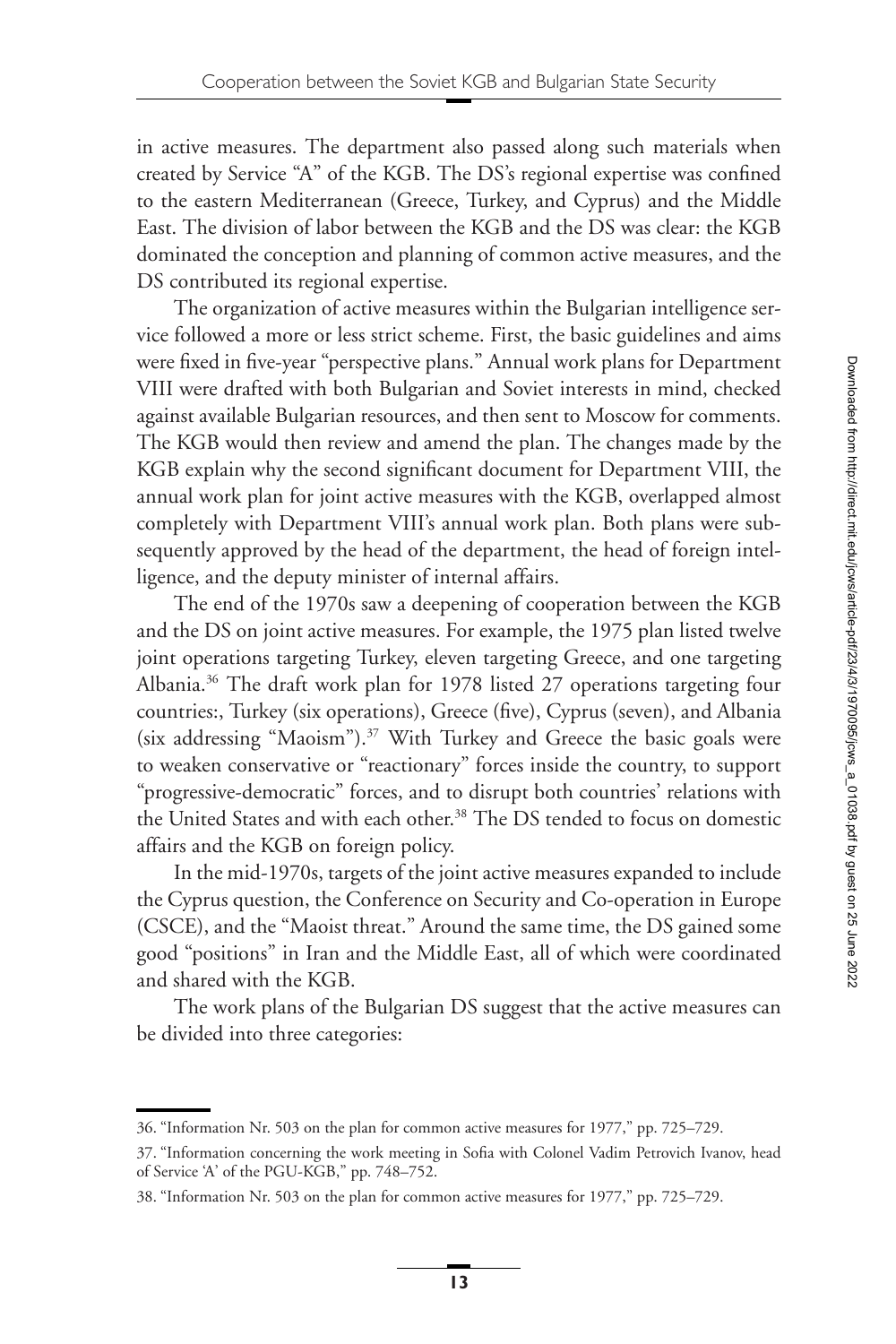in active measures. The department also passed along such materials when created by Service "A" of the KGB. The DS's regional expertise was confined to the eastern Mediterranean (Greece, Turkey, and Cyprus) and the Middle East. The division of labor between the KGB and the DS was clear: the KGB dominated the conception and planning of common active measures, and the DS contributed its regional expertise.

The organization of active measures within the Bulgarian intelligence service followed a more or less strict scheme. First, the basic guidelines and aims were fixed in five-year "perspective plans." Annual work plans for Department VIII were drafted with both Bulgarian and Soviet interests in mind, checked against available Bulgarian resources, and then sent to Moscow for comments. The KGB would then review and amend the plan. The changes made by the KGB explain why the second significant document for Department VIII, the annual work plan for joint active measures with the KGB, overlapped almost completely with Department VIII's annual work plan. Both plans were subsequently approved by the head of the department, the head of foreign intelligence, and the deputy minister of internal affairs.

The end of the 1970s saw a deepening of cooperation between the KGB and the DS on joint active measures. For example, the 1975 plan listed twelve joint operations targeting Turkey, eleven targeting Greece, and one targeting Albania.[36] The draft work plan for 1978 listed 27 operations targeting four countries:, Turkey (six operations), Greece (five), Cyprus (seven), and Albania (six addressing "Maoism").[37] With Turkey and Greece the basic goals were to weaken conservative or "reactionary" forces inside the country, to support "progressive-democratic" forces, and to disrupt both countries' relations with the United States and with each other.[38] The DS tended to focus on domestic affairs and the KGB on foreign policy.

In the mid-1970s, targets of the joint active measures expanded to include the Cyprus question, the Conference on Security and Co-operation in Europe (CSCE), and the "Maoist threat." Around the same time, the DS gained some good "positions" in Iran and the Middle East, all of which were coordinated and shared with the KGB.

The work plans of the Bulgarian DS suggest that the active measures can be divided into three categories:

36. "Information Nr. 503 on the plan for common active measures for 1977," pp. 725–729.

37. "Information concerning the work meeting in Sofia with Colonel Vadim Petrovich Ivanov, head of Service 'A' of the PGU-KGB," pp. 748–752.

38. "Information Nr. 503 on the plan for common active measures for 1977," pp. 725–729.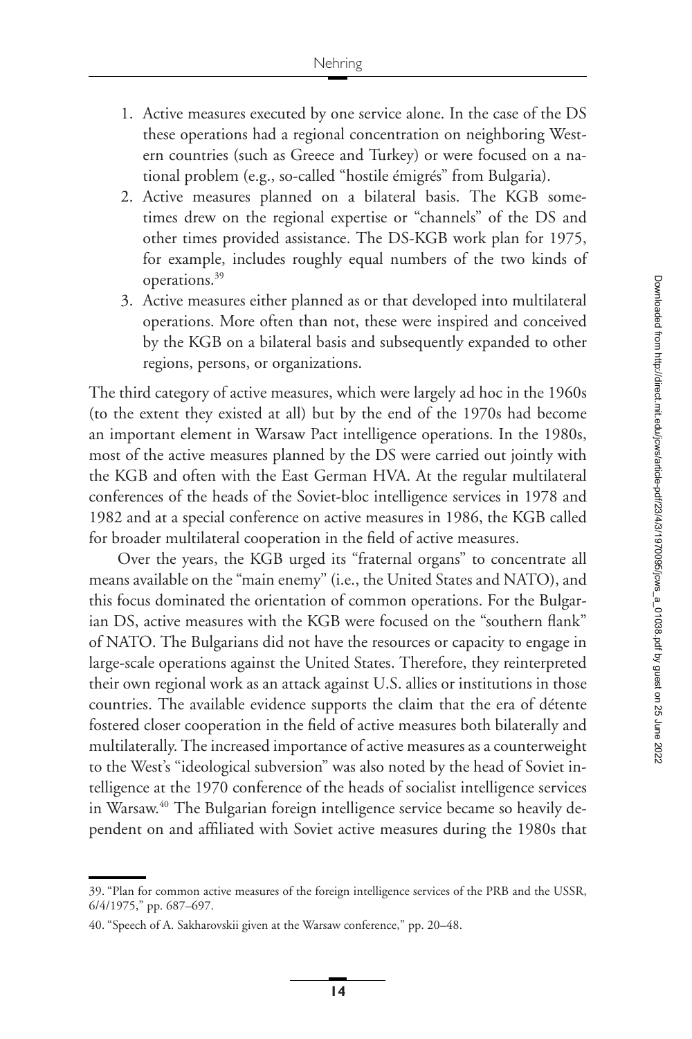1. Active measures executed by one service alone. In the case of the DS these operations had a regional concentration on neighboring Western countries (such as Greece and Turkey) or were focused on a national problem (e.g., so-called "hostile émigrés" from Bulgaria).
2. Active measures planned on a bilateral basis. The KGB sometimes drew on the regional expertise or "channels" of the DS and other times provided assistance. The DS-KGB work plan for 1975, for example, includes roughly equal numbers of the two kinds of operations.[39]
3. Active measures either planned as or that developed into multilateral operations. More often than not, these were inspired and conceived by the KGB on a bilateral basis and subsequently expanded to other regions, persons, or organizations.

The third category of active measures, which were largely ad hoc in the 1960s (to the extent they existed at all) but by the end of the 1970s had become an important element in Warsaw Pact intelligence operations. In the 1980s, most of the active measures planned by the DS were carried out jointly with the KGB and often with the East German HVA. At the regular multilateral conferences of the heads of the Soviet-bloc intelligence services in 1978 and 1982 and at a special conference on active measures in 1986, the KGB called for broader multilateral cooperation in the field of active measures.

Over the years, the KGB urged its "fraternal organs" to concentrate all means available on the "main enemy" (i.e., the United States and NATO), and this focus dominated the orientation of common operations. For the Bulgarian DS, active measures with the KGB were focused on the "southern flank" of NATO. The Bulgarians did not have the resources or capacity to engage in large-scale operations against the United States. Therefore, they reinterpreted their own regional work as an attack against U.S. allies or institutions in those countries. The available evidence supports the claim that the era of détente fostered closer cooperation in the field of active measures both bilaterally and multilaterally. The increased importance of active measures as a counterweight to the West's "ideological subversion" was also noted by the head of Soviet intelligence at the 1970 conference of the heads of socialist intelligence services in Warsaw.[40] The Bulgarian foreign intelligence service became so heavily dependent on and affiliated with Soviet active measures during the 1980s that

39. "Plan for common active measures of the foreign intelligence services of the PRB and the USSR, 6/4/1975," pp. 687–697.

40. "Speech of A. Sakharovskii given at the Warsaw conference," pp. 20–48.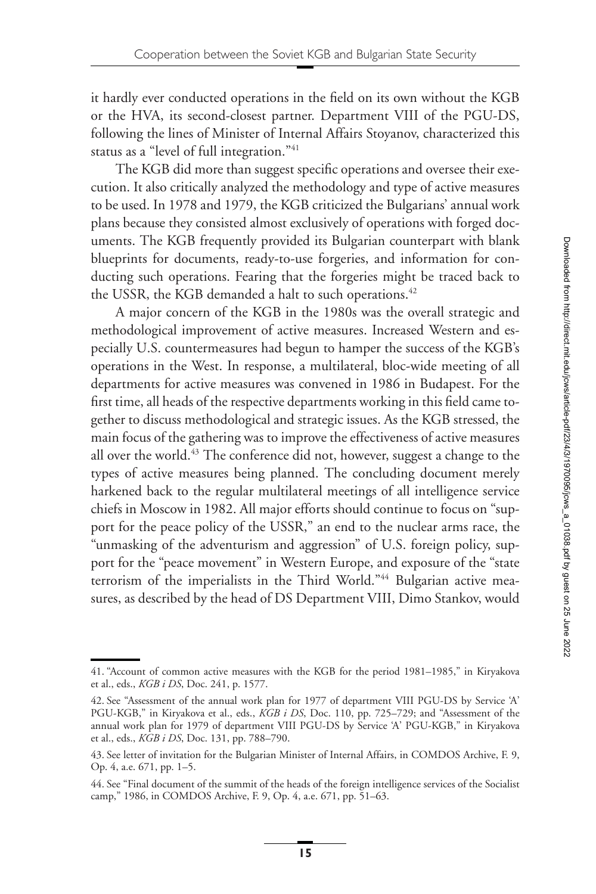it hardly ever conducted operations in the field on its own without the KGB or the HVA, its second-closest partner. Department VIII of the PGU-DS, following the lines of Minister of Internal Affairs Stoyanov, characterized this status as a "level of full integration."[41]

The KGB did more than suggest specific operations and oversee their execution. It also critically analyzed the methodology and type of active measures to be used. In 1978 and 1979, the KGB criticized the Bulgarians' annual work plans because they consisted almost exclusively of operations with forged documents. The KGB frequently provided its Bulgarian counterpart with blank blueprints for documents, ready-to-use forgeries, and information for conducting such operations. Fearing that the forgeries might be traced back to the USSR, the KGB demanded a halt to such operations.[42]

A major concern of the KGB in the 1980s was the overall strategic and methodological improvement of active measures. Increased Western and especially U.S. countermeasures had begun to hamper the success of the KGB's operations in the West. In response, a multilateral, bloc-wide meeting of all departments for active measures was convened in 1986 in Budapest. For the first time, all heads of the respective departments working in this field came together to discuss methodological and strategic issues. As the KGB stressed, the main focus of the gathering was to improve the effectiveness of active measures all over the world.[43] The conference did not, however, suggest a change to the types of active measures being planned. The concluding document merely harkened back to the regular multilateral meetings of all intelligence service chiefs in Moscow in 1982. All major efforts should continue to focus on "support for the peace policy of the USSR," an end to the nuclear arms race, the "unmasking of the adventurism and aggression" of U.S. foreign policy, support for the "peace movement" in Western Europe, and exposure of the "state terrorism of the imperialists in the Third World."[44] Bulgarian active measures, as described by the head of DS Department VIII, Dimo Stankov, would

41. "Account of common active measures with the KGB for the period 1981–1985," in Kiryakova et al., eds., *KGB i DS*, Doc. 241, p. 1577.

42. See "Assessment of the annual work plan for 1977 of department VIII PGU-DS by Service 'A' PGU-KGB," in Kiryakova et al., eds., *KGB i DS*, Doc. 110, pp. 725–729; and "Assessment of the annual work plan for 1979 of department VIII PGU-DS by Service 'A' PGU-KGB," in Kiryakova et al., eds., *KGB i DS*, Doc. 131, pp. 788–790.

43. See letter of invitation for the Bulgarian Minister of Internal Affairs, in COMDOS Archive, F. 9, Op. 4, a.e. 671, pp. 1–5.

44. See "Final document of the summit of the heads of the foreign intelligence services of the Socialist camp," 1986, in COMDOS Archive, F. 9, Op. 4, a.e. 671, pp. 51–63.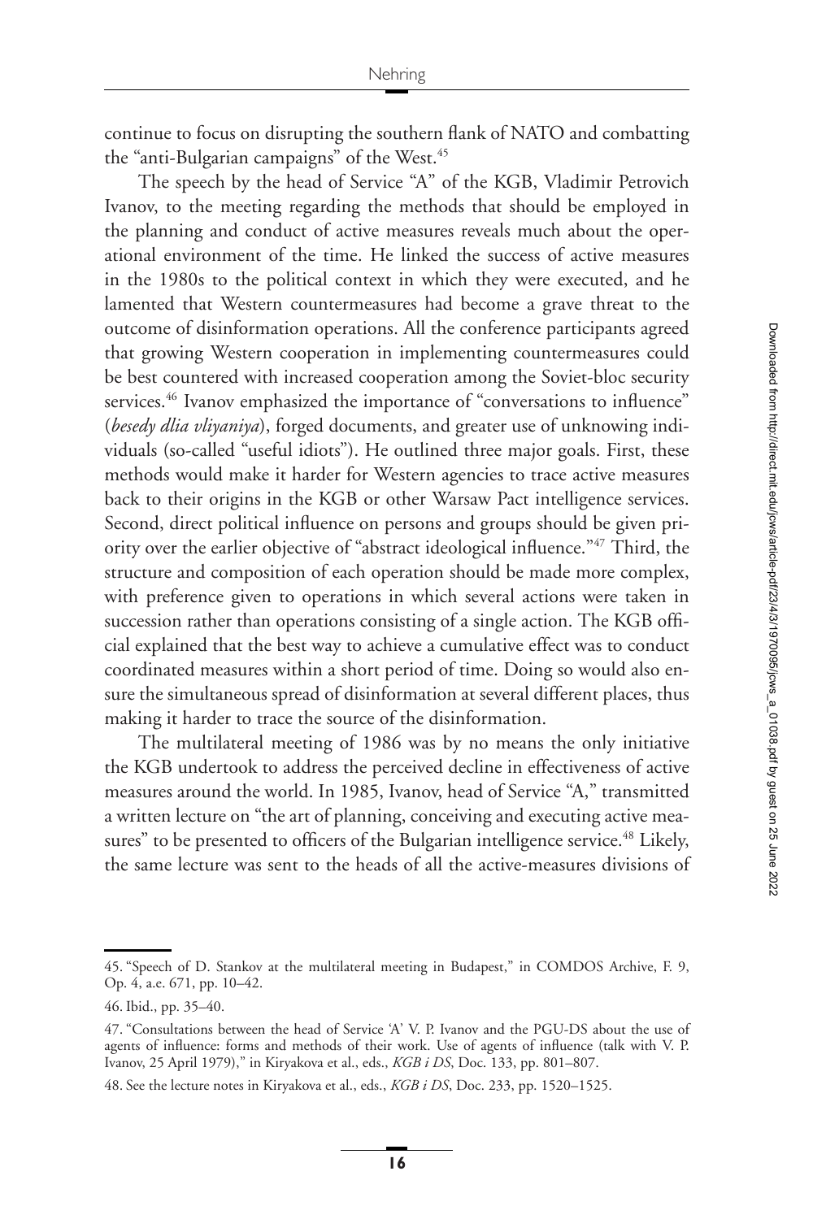continue to focus on disrupting the southern flank of NATO and combatting the "anti-Bulgarian campaigns" of the West.[45]

The speech by the head of Service "A" of the KGB, Vladimir Petrovich Ivanov, to the meeting regarding the methods that should be employed in the planning and conduct of active measures reveals much about the operational environment of the time. He linked the success of active measures in the 1980s to the political context in which they were executed, and he lamented that Western countermeasures had become a grave threat to the outcome of disinformation operations. All the conference participants agreed that growing Western cooperation in implementing countermeasures could be best countered with increased cooperation among the Soviet-bloc security services.[46] Ivanov emphasized the importance of "conversations to influence" (*besedy dlia vliyaniya*), forged documents, and greater use of unknowing individuals (so-called "useful idiots"). He outlined three major goals. First, these methods would make it harder for Western agencies to trace active measures back to their origins in the KGB or other Warsaw Pact intelligence services. Second, direct political influence on persons and groups should be given priority over the earlier objective of "abstract ideological influence."[47] Third, the structure and composition of each operation should be made more complex, with preference given to operations in which several actions were taken in succession rather than operations consisting of a single action. The KGB official explained that the best way to achieve a cumulative effect was to conduct coordinated measures within a short period of time. Doing so would also ensure the simultaneous spread of disinformation at several different places, thus making it harder to trace the source of the disinformation.

The multilateral meeting of 1986 was by no means the only initiative the KGB undertook to address the perceived decline in effectiveness of active measures around the world. In 1985, Ivanov, head of Service "A," transmitted a written lecture on "the art of planning, conceiving and executing active measures" to be presented to officers of the Bulgarian intelligence service.[48] Likely, the same lecture was sent to the heads of all the active-measures divisions of

45. "Speech of D. Stankov at the multilateral meeting in Budapest," in COMDOS Archive, F. 9, Op. 4, a.e. 671, pp. 10–42.

46. Ibid., pp. 35–40.

47. "Consultations between the head of Service 'A' V. P. Ivanov and the PGU-DS about the use of agents of influence: forms and methods of their work. Use of agents of influence (talk with V. P. Ivanov, 25 April 1979)," in Kiryakova et al., eds., *KGB i DS*, Doc. 133, pp. 801–807.

48. See the lecture notes in Kiryakova et al., eds., *KGB i DS*, Doc. 233, pp. 1520–1525.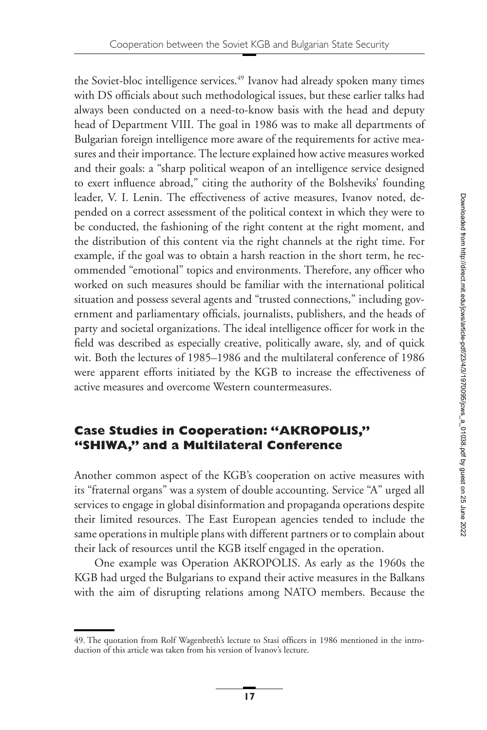the Soviet-bloc intelligence services.[49] Ivanov had already spoken many times with DS officials about such methodological issues, but these earlier talks had always been conducted on a need-to-know basis with the head and deputy head of Department VIII. The goal in 1986 was to make all departments of Bulgarian foreign intelligence more aware of the requirements for active measures and their importance. The lecture explained how active measures worked and their goals: a "sharp political weapon of an intelligence service designed to exert influence abroad," citing the authority of the Bolsheviks' founding leader, V. I. Lenin. The effectiveness of active measures, Ivanov noted, depended on a correct assessment of the political context in which they were to be conducted, the fashioning of the right content at the right moment, and the distribution of this content via the right channels at the right time. For example, if the goal was to obtain a harsh reaction in the short term, he recommended "emotional" topics and environments. Therefore, any officer who worked on such measures should be familiar with the international political situation and possess several agents and "trusted connections," including government and parliamentary officials, journalists, publishers, and the heads of party and societal organizations. The ideal intelligence officer for work in the field was described as especially creative, politically aware, sly, and of quick wit. Both the lectures of 1985–1986 and the multilateral conference of 1986 were apparent efforts initiated by the KGB to increase the effectiveness of active measures and overcome Western countermeasures.

## Case Studies in Cooperation: "AKROPOLIS," "SHIWA," and a Multilateral Conference

Another common aspect of the KGB's cooperation on active measures with its "fraternal organs" was a system of double accounting. Service "A" urged all services to engage in global disinformation and propaganda operations despite their limited resources. The East European agencies tended to include the same operations in multiple plans with different partners or to complain about their lack of resources until the KGB itself engaged in the operation.

One example was Operation AKROPOLIS. As early as the 1960s the KGB had urged the Bulgarians to expand their active measures in the Balkans with the aim of disrupting relations among NATO members. Because the

49. The quotation from Rolf Wagenbreth's lecture to Stasi officers in 1986 mentioned in the introduction of this article was taken from his version of Ivanov's lecture.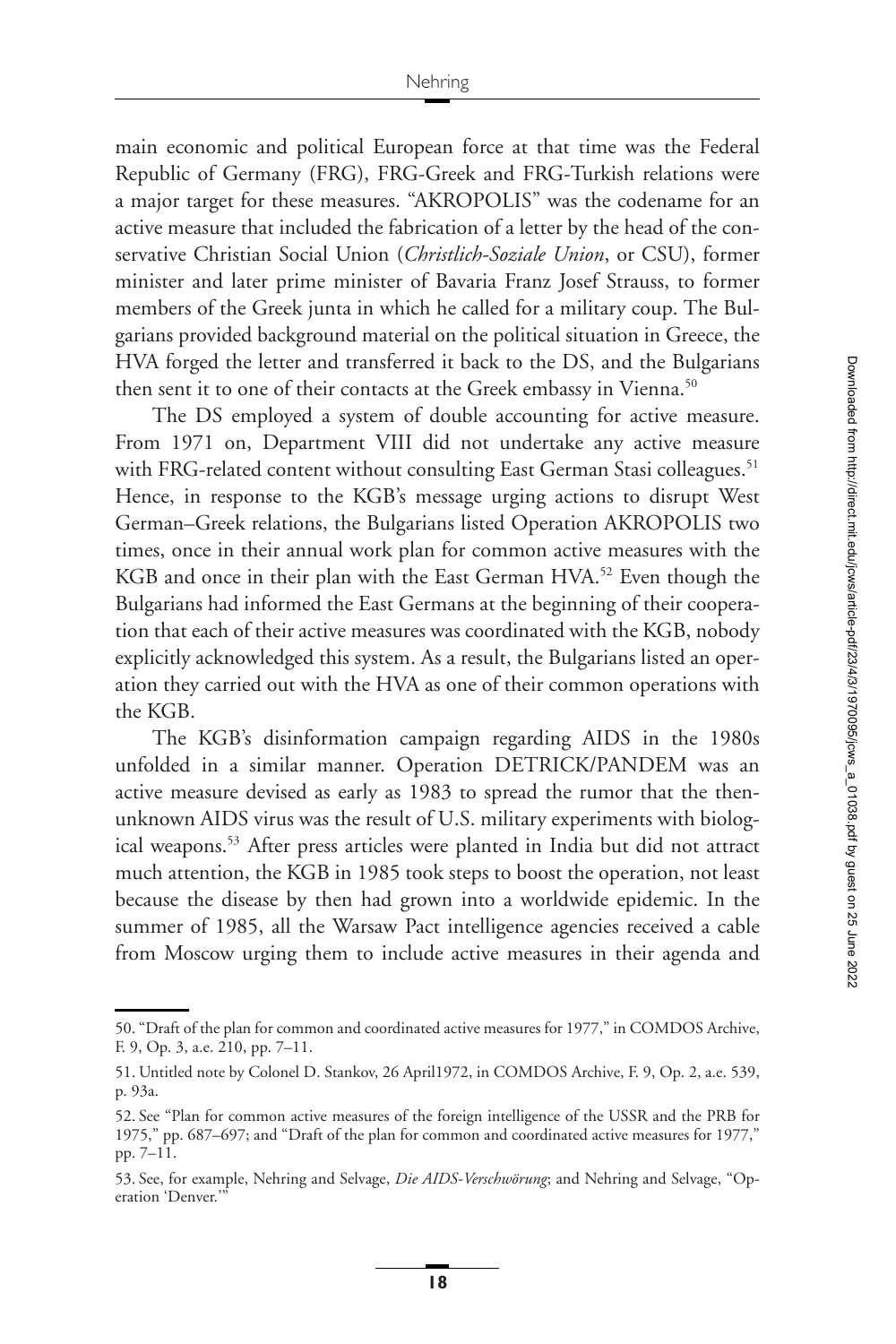main economic and political European force at that time was the Federal Republic of Germany (FRG), FRG-Greek and FRG-Turkish relations were a major target for these measures. "AKROPOLIS" was the codename for an active measure that included the fabrication of a letter by the head of the conservative Christian Social Union (*Christlich-Soziale Union*, or CSU), former minister and later prime minister of Bavaria Franz Josef Strauss, to former members of the Greek junta in which he called for a military coup. The Bulgarians provided background material on the political situation in Greece, the HVA forged the letter and transferred it back to the DS, and the Bulgarians then sent it to one of their contacts at the Greek embassy in Vienna.[50]

The DS employed a system of double accounting for active measure. From 1971 on, Department VIII did not undertake any active measure with FRG-related content without consulting East German Stasi colleagues.[51] Hence, in response to the KGB's message urging actions to disrupt West German–Greek relations, the Bulgarians listed Operation AKROPOLIS two times, once in their annual work plan for common active measures with the KGB and once in their plan with the East German HVA.[52] Even though the Bulgarians had informed the East Germans at the beginning of their cooperation that each of their active measures was coordinated with the KGB, nobody explicitly acknowledged this system. As a result, the Bulgarians listed an operation they carried out with the HVA as one of their common operations with the KGB.

The KGB's disinformation campaign regarding AIDS in the 1980s unfolded in a similar manner. Operation DETRICK/PANDEM was an active measure devised as early as 1983 to spread the rumor that the then-unknown AIDS virus was the result of U.S. military experiments with biological weapons.[53] After press articles were planted in India but did not attract much attention, the KGB in 1985 took steps to boost the operation, not least because the disease by then had grown into a worldwide epidemic. In the summer of 1985, all the Warsaw Pact intelligence agencies received a cable from Moscow urging them to include active measures in their agenda and

50. "Draft of the plan for common and coordinated active measures for 1977," in COMDOS Archive, F. 9, Op. 3, a.e. 210, pp. 7–11.

51. Untitled note by Colonel D. Stankov, 26 April1972, in COMDOS Archive, F. 9, Op. 2, a.e. 539, p. 93a.

52. See "Plan for common active measures of the foreign intelligence of the USSR and the PRB for 1975," pp. 687–697; and "Draft of the plan for common and coordinated active measures for 1977," pp. 7–11.

53. See, for example, Nehring and Selvage, *Die AIDS-Verschwörung*; and Nehring and Selvage, "Operation 'Denver.'"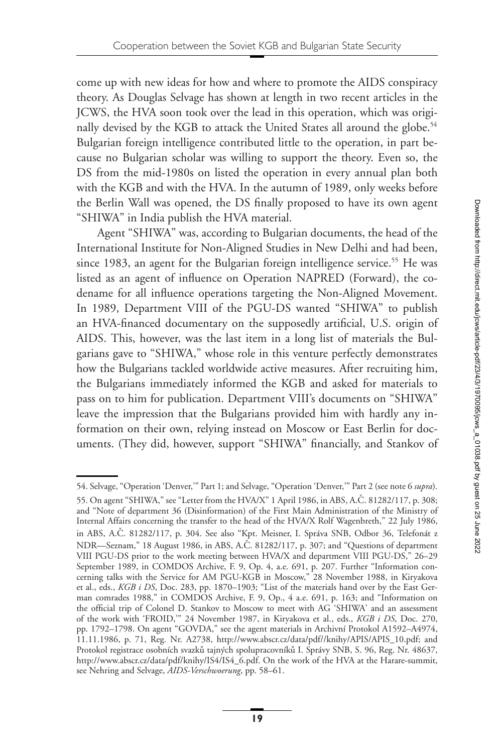come up with new ideas for how and where to promote the AIDS conspiracy theory. As Douglas Selvage has shown at length in two recent articles in the JCWS, the HVA soon took over the lead in this operation, which was originally devised by the KGB to attack the United States all around the globe.[54] Bulgarian foreign intelligence contributed little to the operation, in part because no Bulgarian scholar was willing to support the theory. Even so, the DS from the mid-1980s on listed the operation in every annual plan both with the KGB and with the HVA. In the autumn of 1989, only weeks before the Berlin Wall was opened, the DS finally proposed to have its own agent "SHIWA" in India publish the HVA material.

Agent "SHIWA" was, according to Bulgarian documents, the head of the International Institute for Non-Aligned Studies in New Delhi and had been, since 1983, an agent for the Bulgarian foreign intelligence service.[55] He was listed as an agent of influence on Operation NAPRED (Forward), the codename for all influence operations targeting the Non-Aligned Movement. In 1989, Department VIII of the PGU-DS wanted "SHIWA" to publish an HVA-financed documentary on the supposedly artificial, U.S. origin of AIDS. This, however, was the last item in a long list of materials the Bulgarians gave to "SHIWA," whose role in this venture perfectly demonstrates how the Bulgarians tackled worldwide active measures. After recruiting him, the Bulgarians immediately informed the KGB and asked for materials to pass on to him for publication. Department VIII's documents on "SHIWA" leave the impression that the Bulgarians provided him with hardly any information on their own, relying instead on Moscow or East Berlin for documents. (They did, however, support "SHIWA" financially, and Stankov of

54. Selvage, "Operation 'Denver,'" Part 1; and Selvage, "Operation 'Denver,'" Part 2 (see note 6 *supra*).

55. On agent "SHIWA," see "Letter from the HVA/X" 1 April 1986, in ABS, A.Č. 81282/117, p. 308; and "Note of department 36 (Disinformation) of the First Main Administration of the Ministry of Internal Affairs concerning the transfer to the head of the HVA/X Rolf Wagenbreth," 22 July 1986, in ABS, A.Č. 81282/117, p. 304. See also "Kpt. Meisner, I. Správa SNB, Odbor 36, Telefonát z NDR—Seznam," 18 August 1986, in ABS, A.Č. 81282/117, p. 307; and "Questions of department VIII PGU-DS prior to the work meeting between HVA/X and department VIII PGU-DS," 26–29 September 1989, in COMDOS Archive, F. 9, Op. 4, a.e. 691, p. 207. Further "Information concerning talks with the Service for AM PGU-KGB in Moscow," 28 November 1988, in Kiryakova et al., eds., *KGB i DS*, Doc. 283, pp. 1870–1903; "List of the materials hand over by the East German comrades 1988," in COMDOS Archive, F. 9, Op., 4 a.e. 691, p. 163; and "Information on the official trip of Colonel D. Stankov to Moscow to meet with AG 'SHIWA' and an assessment of the work with 'FROID,'" 24 November 1987, in Kiryakova et al., eds., *KGB i DS*, Doc. 270, pp. 1792–1798. On agent "GOVDA," see the agent materials in Archivní Protokol A1592–A4974, 11.11.1986, p. 71, Reg. Nr. A2738, http://www.abscr.cz/data/pdf//knihy/APIS/APIS_10.pdf; and Protokol registrace osobních svazků tajných spolupracovníků I. Správy SNB, S. 96, Reg. Nr. 48637, http://www.abscr.cz/data/pdf/knihy/IS4/IS4_6.pdf. On the work of the HVA at the Harare-summit, see Nehring and Selvage, *AIDS-Verschwoerung*, pp. 58–61.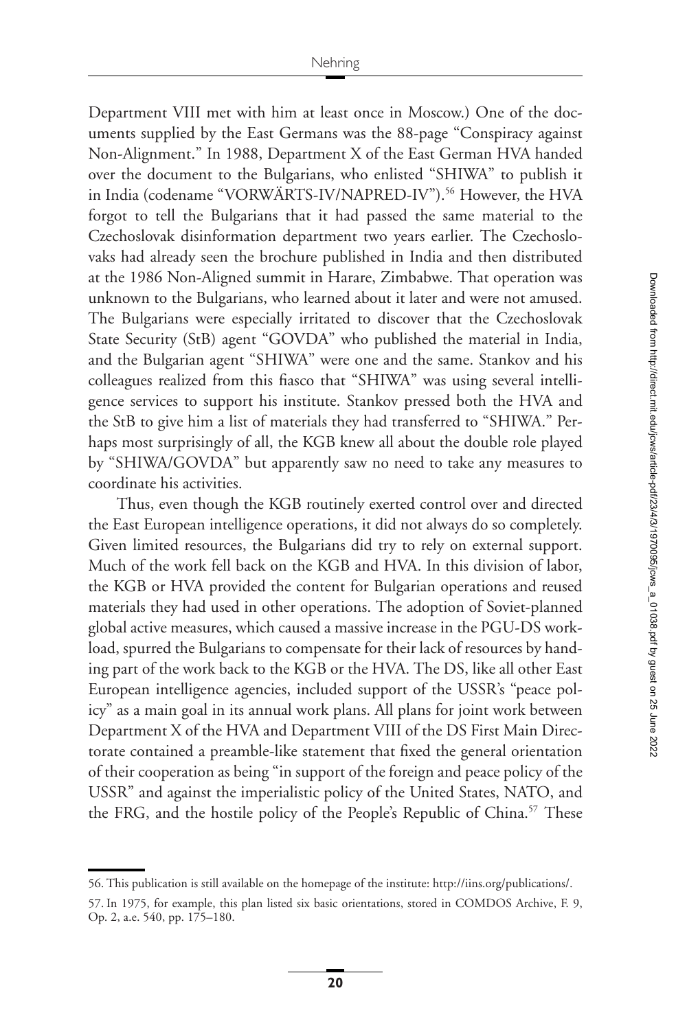Department VIII met with him at least once in Moscow.) One of the documents supplied by the East Germans was the 88-page "Conspiracy against Non-Alignment." In 1988, Department X of the East German HVA handed over the document to the Bulgarians, who enlisted "SHIWA" to publish it in India (codename "VORWÄRTS-IV/NAPRED-IV").[56] However, the HVA forgot to tell the Bulgarians that it had passed the same material to the Czechoslovak disinformation department two years earlier. The Czechoslovaks had already seen the brochure published in India and then distributed at the 1986 Non-Aligned summit in Harare, Zimbabwe. That operation was unknown to the Bulgarians, who learned about it later and were not amused. The Bulgarians were especially irritated to discover that the Czechoslovak State Security (StB) agent "GOVDA" who published the material in India, and the Bulgarian agent "SHIWA" were one and the same. Stankov and his colleagues realized from this fiasco that "SHIWA" was using several intelligence services to support his institute. Stankov pressed both the HVA and the StB to give him a list of materials they had transferred to "SHIWA." Perhaps most surprisingly of all, the KGB knew all about the double role played by "SHIWA/GOVDA" but apparently saw no need to take any measures to coordinate his activities.

Thus, even though the KGB routinely exerted control over and directed the East European intelligence operations, it did not always do so completely. Given limited resources, the Bulgarians did try to rely on external support. Much of the work fell back on the KGB and HVA. In this division of labor, the KGB or HVA provided the content for Bulgarian operations and reused materials they had used in other operations. The adoption of Soviet-planned global active measures, which caused a massive increase in the PGU-DS workload, spurred the Bulgarians to compensate for their lack of resources by handing part of the work back to the KGB or the HVA. The DS, like all other East European intelligence agencies, included support of the USSR's "peace policy" as a main goal in its annual work plans. All plans for joint work between Department X of the HVA and Department VIII of the DS First Main Directorate contained a preamble-like statement that fixed the general orientation of their cooperation as being "in support of the foreign and peace policy of the USSR" and against the imperialistic policy of the United States, NATO, and the FRG, and the hostile policy of the People's Republic of China.[57] These

56. This publication is still available on the homepage of the institute: http://iins.org/publications/.

57. In 1975, for example, this plan listed six basic orientations, stored in COMDOS Archive, F. 9, Op. 2, a.e. 540, pp. 175–180.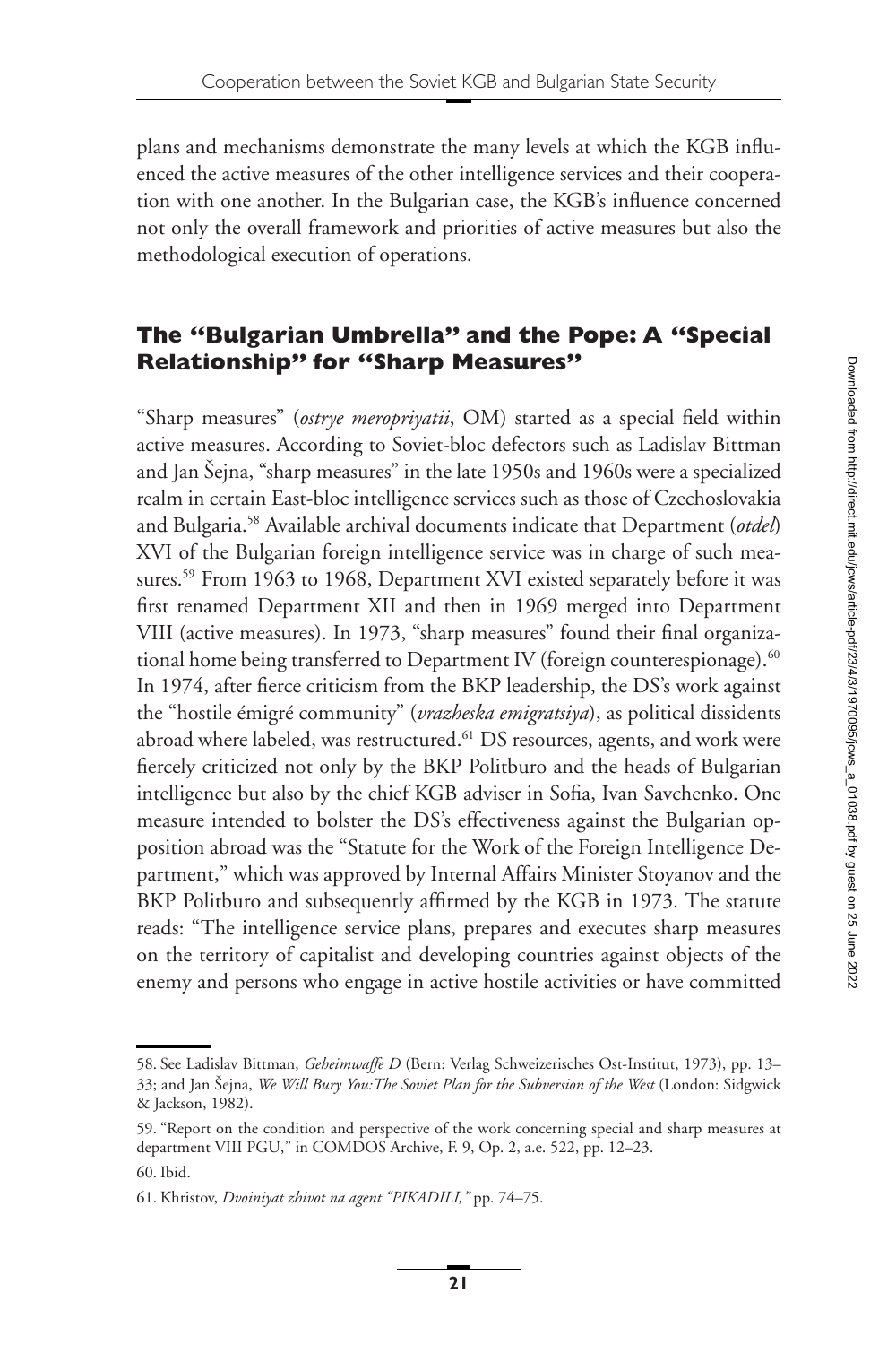plans and mechanisms demonstrate the many levels at which the KGB influenced the active measures of the other intelligence services and their cooperation with one another. In the Bulgarian case, the KGB's influence concerned not only the overall framework and priorities of active measures but also the methodological execution of operations.

## The "Bulgarian Umbrella" and the Pope: A "Special Relationship" for "Sharp Measures"

"Sharp measures" (*ostrye meropriyatii*, OM) started as a special field within active measures. According to Soviet-bloc defectors such as Ladislav Bittman and Jan Šejna, "sharp measures" in the late 1950s and 1960s were a specialized realm in certain East-bloc intelligence services such as those of Czechoslovakia and Bulgaria.[58] Available archival documents indicate that Department (*otdel*) XVI of the Bulgarian foreign intelligence service was in charge of such measures.[59] From 1963 to 1968, Department XVI existed separately before it was first renamed Department XII and then in 1969 merged into Department VIII (active measures). In 1973, "sharp measures" found their final organizational home being transferred to Department IV (foreign counterespionage).[60] In 1974, after fierce criticism from the BKP leadership, the DS's work against the "hostile émigré community" (*vrazheska emigratsiya*), as political dissidents abroad where labeled, was restructured.[61] DS resources, agents, and work were fiercely criticized not only by the BKP Politburo and the heads of Bulgarian intelligence but also by the chief KGB adviser in Sofia, Ivan Savchenko. One measure intended to bolster the DS's effectiveness against the Bulgarian opposition abroad was the "Statute for the Work of the Foreign Intelligence Department," which was approved by Internal Affairs Minister Stoyanov and the BKP Politburo and subsequently affirmed by the KGB in 1973. The statute reads: "The intelligence service plans, prepares and executes sharp measures on the territory of capitalist and developing countries against objects of the enemy and persons who engage in active hostile activities or have committed

58. See Ladislav Bittman, *Geheimwaffe D* (Bern: Verlag Schweizerisches Ost-Institut, 1973), pp. 13–33; and Jan Šejna, *We Will Bury You: The Soviet Plan for the Subversion of the West* (London: Sidgwick & Jackson, 1982).

59. "Report on the condition and perspective of the work concerning special and sharp measures at department VIII PGU," in COMDOS Archive, F. 9, Op. 2, a.e. 522, pp. 12–23.

60. Ibid.

61. Khristov, *Dvoiniyat zhivot na agent "PIKADILI,"* pp. 74–75.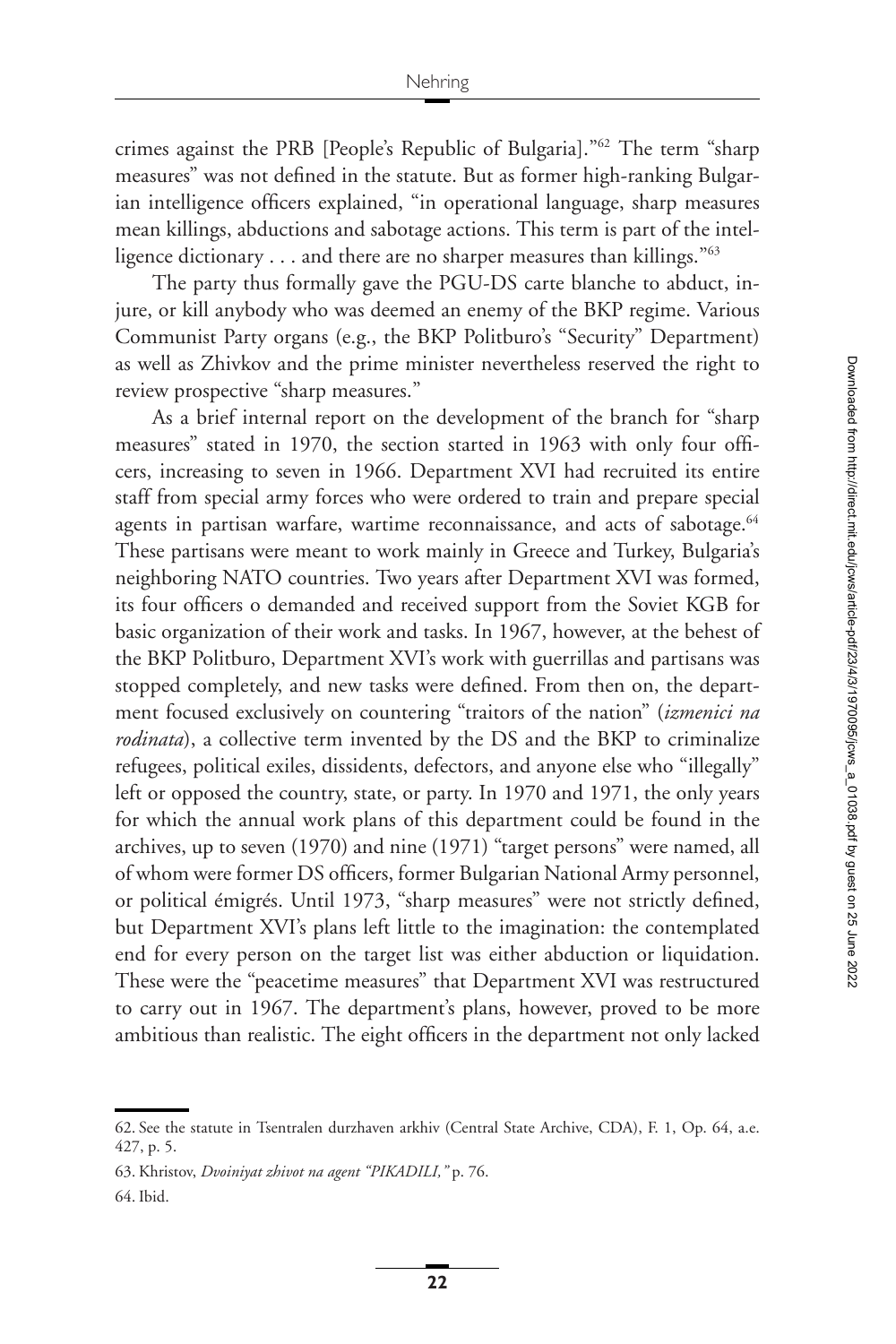crimes against the PRB [People's Republic of Bulgaria]."[62] The term "sharp measures" was not defined in the statute. But as former high-ranking Bulgarian intelligence officers explained, "in operational language, sharp measures mean killings, abductions and sabotage actions. This term is part of the intelligence dictionary . . . and there are no sharper measures than killings."[63]

The party thus formally gave the PGU-DS carte blanche to abduct, injure, or kill anybody who was deemed an enemy of the BKP regime. Various Communist Party organs (e.g., the BKP Politburo's "Security" Department) as well as Zhivkov and the prime minister nevertheless reserved the right to review prospective "sharp measures."

As a brief internal report on the development of the branch for "sharp measures" stated in 1970, the section started in 1963 with only four officers, increasing to seven in 1966. Department XVI had recruited its entire staff from special army forces who were ordered to train and prepare special agents in partisan warfare, wartime reconnaissance, and acts of sabotage.[64] These partisans were meant to work mainly in Greece and Turkey, Bulgaria's neighboring NATO countries. Two years after Department XVI was formed, its four officers o demanded and received support from the Soviet KGB for basic organization of their work and tasks. In 1967, however, at the behest of the BKP Politburo, Department XVI's work with guerrillas and partisans was stopped completely, and new tasks were defined. From then on, the department focused exclusively on countering "traitors of the nation" (*izmenici na rodinata*), a collective term invented by the DS and the BKP to criminalize refugees, political exiles, dissidents, defectors, and anyone else who "illegally" left or opposed the country, state, or party. In 1970 and 1971, the only years for which the annual work plans of this department could be found in the archives, up to seven (1970) and nine (1971) "target persons" were named, all of whom were former DS officers, former Bulgarian National Army personnel, or political émigrés. Until 1973, "sharp measures" were not strictly defined, but Department XVI's plans left little to the imagination: the contemplated end for every person on the target list was either abduction or liquidation. These were the "peacetime measures" that Department XVI was restructured to carry out in 1967. The department's plans, however, proved to be more ambitious than realistic. The eight officers in the department not only lacked

62. See the statute in Tsentralen durzhaven arkhiv (Central State Archive, CDA), F. 1, Op. 64, a.e. 427, p. 5.

63. Khristov, *Dvoiniyat zhivot na agent "PIKADILI,"* p. 76.

64. Ibid.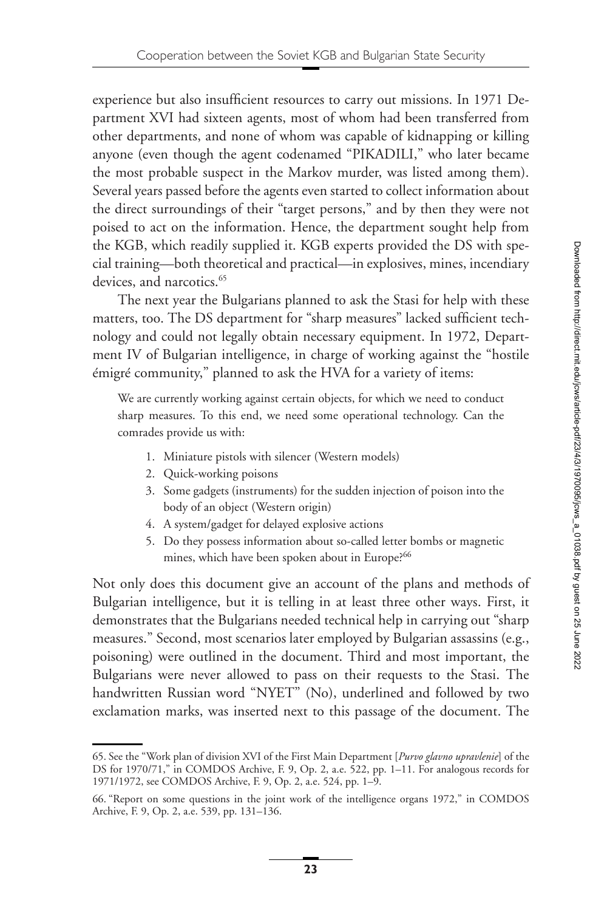experience but also insufficient resources to carry out missions. In 1971 Department XVI had sixteen agents, most of whom had been transferred from other departments, and none of whom was capable of kidnapping or killing anyone (even though the agent codenamed "PIKADILI," who later became the most probable suspect in the Markov murder, was listed among them). Several years passed before the agents even started to collect information about the direct surroundings of their "target persons," and by then they were not poised to act on the information. Hence, the department sought help from the KGB, which readily supplied it. KGB experts provided the DS with special training—both theoretical and practical—in explosives, mines, incendiary devices, and narcotics.[65]

The next year the Bulgarians planned to ask the Stasi for help with these matters, too. The DS department for "sharp measures" lacked sufficient technology and could not legally obtain necessary equipment. In 1972, Department IV of Bulgarian intelligence, in charge of working against the "hostile émigré community," planned to ask the HVA for a variety of items:

> We are currently working against certain objects, for which we need to conduct sharp measures. To this end, we need some operational technology. Can the comrades provide us with:
>
> 1. Miniature pistols with silencer (Western models)
> 2. Quick-working poisons
> 3. Some gadgets (instruments) for the sudden injection of poison into the body of an object (Western origin)
> 4. A system/gadget for delayed explosive actions
> 5. Do they possess information about so-called letter bombs or magnetic mines, which have been spoken about in Europe?[66]

Not only does this document give an account of the plans and methods of Bulgarian intelligence, but it is telling in at least three other ways. First, it demonstrates that the Bulgarians needed technical help in carrying out "sharp measures." Second, most scenarios later employed by Bulgarian assassins (e.g., poisoning) were outlined in the document. Third and most important, the Bulgarians were never allowed to pass on their requests to the Stasi. The handwritten Russian word "NYET" (No), underlined and followed by two exclamation marks, was inserted next to this passage of the document. The

---

65. See the "Work plan of division XVI of the First Main Department [*Purvo glavno upravlenie*] of the DS for 1970/71," in COMDOS Archive, F. 9, Op. 2, a.e. 522, pp. 1–11. For analogous records for 1971/1972, see COMDOS Archive, F. 9, Op. 2, a.e. 524, pp. 1–9.

66. "Report on some questions in the joint work of the intelligence organs 1972," in COMDOS Archive, F. 9, Op. 2, a.e. 539, pp. 131–136.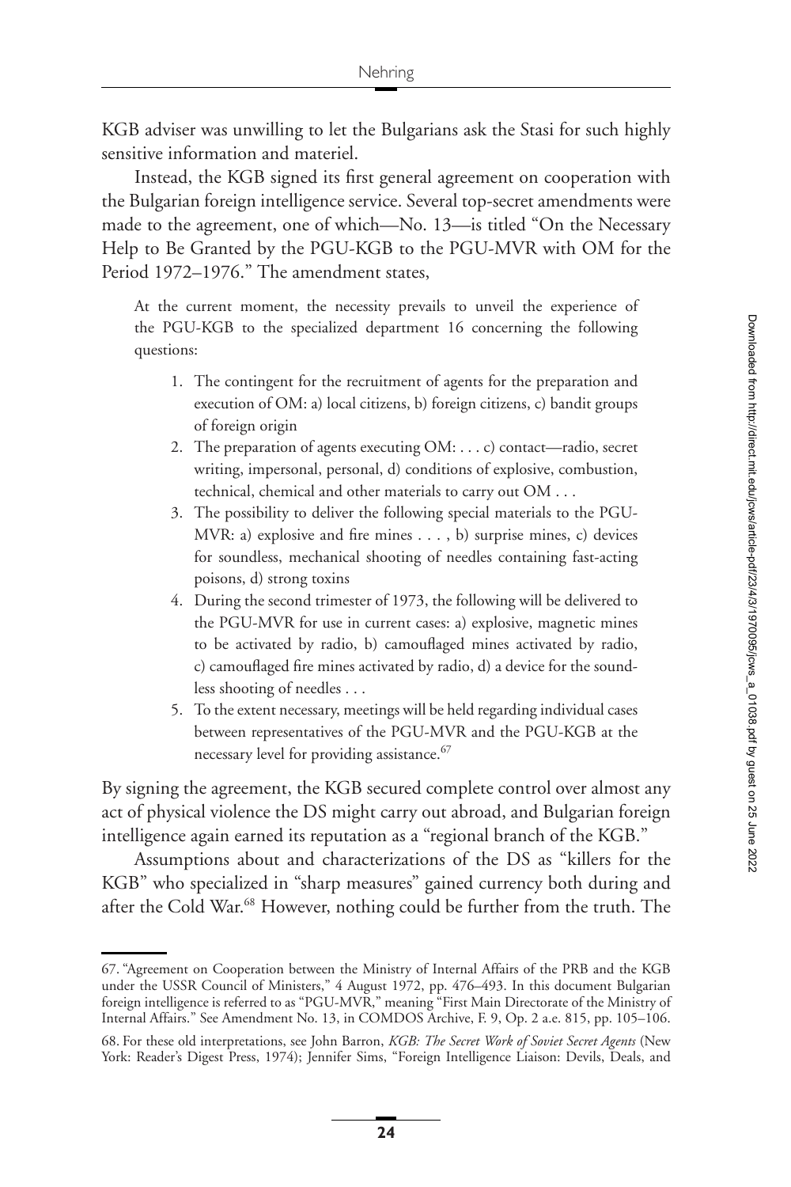KGB adviser was unwilling to let the Bulgarians ask the Stasi for such highly sensitive information and materiel.

Instead, the KGB signed its first general agreement on cooperation with the Bulgarian foreign intelligence service. Several top-secret amendments were made to the agreement, one of which—No. 13—is titled "On the Necessary Help to Be Granted by the PGU-KGB to the PGU-MVR with OM for the Period 1972–1976." The amendment states,

> At the current moment, the necessity prevails to unveil the experience of the PGU-KGB to the specialized department 16 concerning the following questions:
>
> 1. The contingent for the recruitment of agents for the preparation and execution of OM: a) local citizens, b) foreign citizens, c) bandit groups of foreign origin
> 2. The preparation of agents executing OM: . . . c) contact—radio, secret writing, impersonal, personal, d) conditions of explosive, combustion, technical, chemical and other materials to carry out OM . . .
> 3. The possibility to deliver the following special materials to the PGU-MVR: a) explosive and fire mines . . . , b) surprise mines, c) devices for soundless, mechanical shooting of needles containing fast-acting poisons, d) strong toxins
> 4. During the second trimester of 1973, the following will be delivered to the PGU-MVR for use in current cases: a) explosive, magnetic mines to be activated by radio, b) camouflaged mines activated by radio, c) camouflaged fire mines activated by radio, d) a device for the soundless shooting of needles . . .
> 5. To the extent necessary, meetings will be held regarding individual cases between representatives of the PGU-MVR and the PGU-KGB at the necessary level for providing assistance.[67]

By signing the agreement, the KGB secured complete control over almost any act of physical violence the DS might carry out abroad, and Bulgarian foreign intelligence again earned its reputation as a "regional branch of the KGB."

Assumptions about and characterizations of the DS as "killers for the KGB" who specialized in "sharp measures" gained currency both during and after the Cold War.[68] However, nothing could be further from the truth. The

67. "Agreement on Cooperation between the Ministry of Internal Affairs of the PRB and the KGB under the USSR Council of Ministers," 4 August 1972, pp. 476–493. In this document Bulgarian foreign intelligence is referred to as "PGU-MVR," meaning "First Main Directorate of the Ministry of Internal Affairs." See Amendment No. 13, in COMDOS Archive, F. 9, Op. 2 a.e. 815, pp. 105–106.

68. For these old interpretations, see John Barron, *KGB: The Secret Work of Soviet Secret Agents* (New York: Reader's Digest Press, 1974); Jennifer Sims, "Foreign Intelligence Liaison: Devils, Deals, and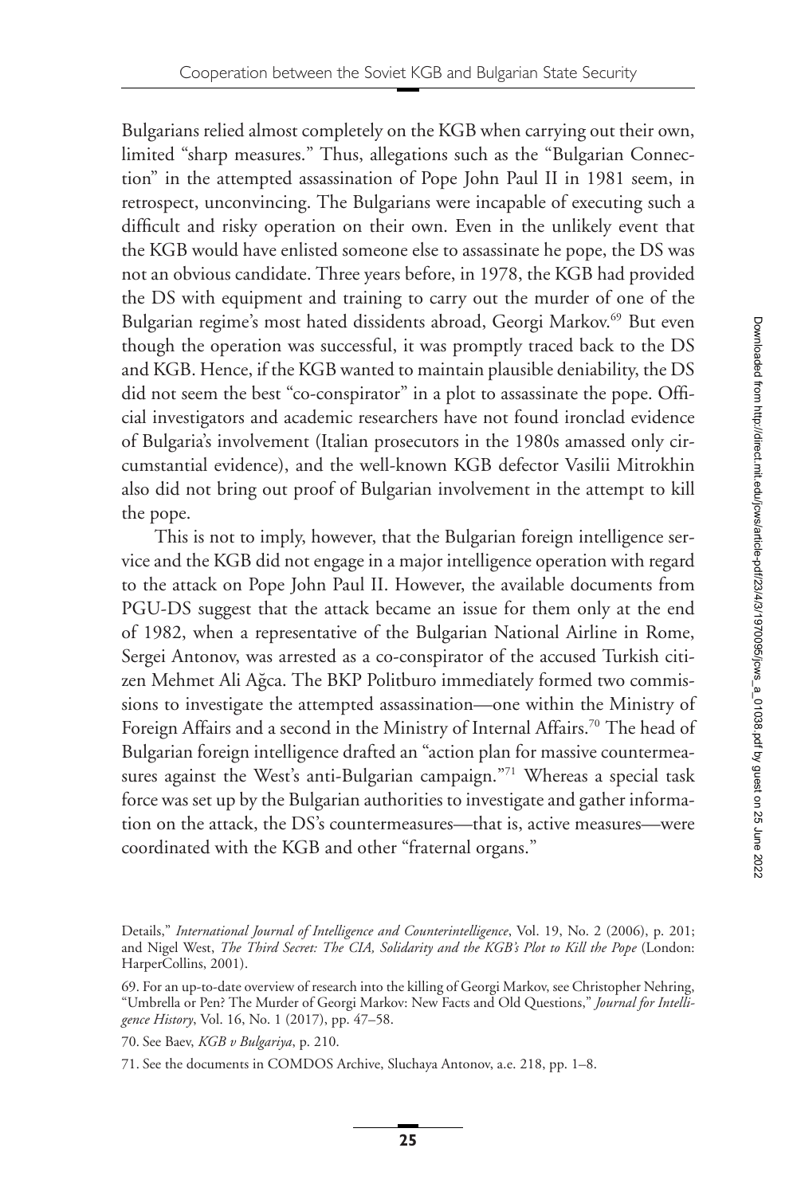Bulgarians relied almost completely on the KGB when carrying out their own, limited "sharp measures." Thus, allegations such as the "Bulgarian Connection" in the attempted assassination of Pope John Paul II in 1981 seem, in retrospect, unconvincing. The Bulgarians were incapable of executing such a difficult and risky operation on their own. Even in the unlikely event that the KGB would have enlisted someone else to assassinate he pope, the DS was not an obvious candidate. Three years before, in 1978, the KGB had provided the DS with equipment and training to carry out the murder of one of the Bulgarian regime's most hated dissidents abroad, Georgi Markov.[69] But even though the operation was successful, it was promptly traced back to the DS and KGB. Hence, if the KGB wanted to maintain plausible deniability, the DS did not seem the best "co-conspirator" in a plot to assassinate the pope. Official investigators and academic researchers have not found ironclad evidence of Bulgaria's involvement (Italian prosecutors in the 1980s amassed only circumstantial evidence), and the well-known KGB defector Vasilii Mitrokhin also did not bring out proof of Bulgarian involvement in the attempt to kill the pope.

This is not to imply, however, that the Bulgarian foreign intelligence service and the KGB did not engage in a major intelligence operation with regard to the attack on Pope John Paul II. However, the available documents from PGU-DS suggest that the attack became an issue for them only at the end of 1982, when a representative of the Bulgarian National Airline in Rome, Sergei Antonov, was arrested as a co-conspirator of the accused Turkish citizen Mehmet Ali Ağca. The BKP Politburo immediately formed two commissions to investigate the attempted assassination—one within the Ministry of Foreign Affairs and a second in the Ministry of Internal Affairs.[70] The head of Bulgarian foreign intelligence drafted an "action plan for massive countermeasures against the West's anti-Bulgarian campaign."[71] Whereas a special task force was set up by the Bulgarian authorities to investigate and gather information on the attack, the DS's countermeasures—that is, active measures—were coordinated with the KGB and other "fraternal organs."

Details," *International Journal of Intelligence and Counterintelligence*, Vol. 19, No. 2 (2006), p. 201; and Nigel West, *The Third Secret: The CIA, Solidarity and the KGB's Plot to Kill the Pope* (London: HarperCollins, 2001).

69. For an up-to-date overview of research into the killing of Georgi Markov, see Christopher Nehring, "Umbrella or Pen? The Murder of Georgi Markov: New Facts and Old Questions," *Journal for Intelligence History*, Vol. 16, No. 1 (2017), pp. 47–58.

70. See Baev, *KGB v Bulgariya*, p. 210.

71. See the documents in COMDOS Archive, Sluchaya Antonov, a.e. 218, pp. 1–8.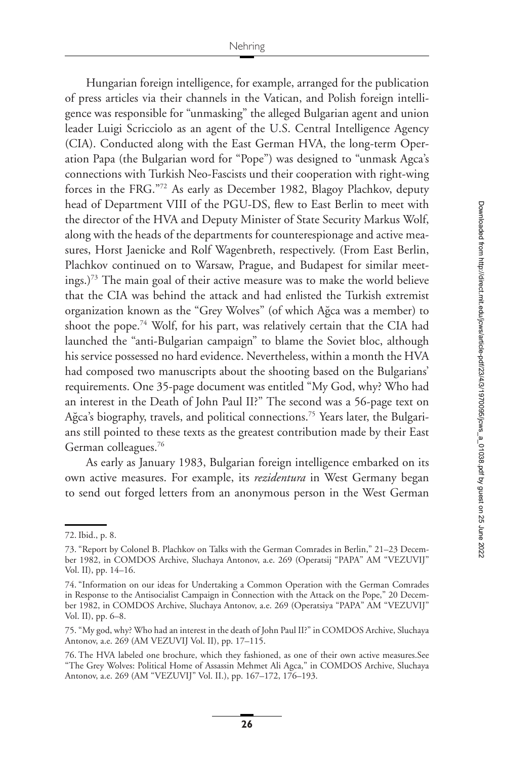Hungarian foreign intelligence, for example, arranged for the publication of press articles via their channels in the Vatican, and Polish foreign intelligence was responsible for "unmasking" the alleged Bulgarian agent and union leader Luigi Scricciolo as an agent of the U.S. Central Intelligence Agency (CIA). Conducted along with the East German HVA, the long-term Operation Papa (the Bulgarian word for "Pope") was designed to "unmask Agca's connections with Turkish Neo-Fascists und their cooperation with right-wing forces in the FRG."[72] As early as December 1982, Blagoy Plachkov, deputy head of Department VIII of the PGU-DS, flew to East Berlin to meet with the director of the HVA and Deputy Minister of State Security Markus Wolf, along with the heads of the departments for counterespionage and active measures, Horst Jaenicke and Rolf Wagenbreth, respectively. (From East Berlin, Plachkov continued on to Warsaw, Prague, and Budapest for similar meetings.)[73] The main goal of their active measure was to make the world believe that the CIA was behind the attack and had enlisted the Turkish extremist organization known as the "Grey Wolves" (of which Ağca was a member) to shoot the pope.[74] Wolf, for his part, was relatively certain that the CIA had launched the "anti-Bulgarian campaign" to blame the Soviet bloc, although his service possessed no hard evidence. Nevertheless, within a month the HVA had composed two manuscripts about the shooting based on the Bulgarians' requirements. One 35-page document was entitled "My God, why? Who had an interest in the Death of John Paul II?" The second was a 56-page text on Ağca's biography, travels, and political connections.[75] Years later, the Bulgarians still pointed to these texts as the greatest contribution made by their East German colleagues.[76]

As early as January 1983, Bulgarian foreign intelligence embarked on its own active measures. For example, its *rezidentura* in West Germany began to send out forged letters from an anonymous person in the West German

---

72. Ibid., p. 8.

73. "Report by Colonel B. Plachkov on Talks with the German Comrades in Berlin," 21–23 December 1982, in COMDOS Archive, Sluchaya Antonov, a.e. 269 (Operatsij "PAPA" AM "VEZUVIJ" Vol. II), pp. 14–16.

74. "Information on our ideas for Undertaking a Common Operation with the German Comrades in Response to the Antisocialist Campaign in Connection with the Attack on the Pope," 20 December 1982, in COMDOS Archive, Sluchaya Antonov, a.e. 269 (Operatsiya "PAPA" AM "VEZUVIJ" Vol. II), pp. 6–8.

75. "My god, why? Who had an interest in the death of John Paul II?" in COMDOS Archive, Sluchaya Antonov, a.e. 269 (AM VEZUVIJ Vol. II), pp. 17–115.

76. The HVA labeled one brochure, which they fashioned, as one of their own active measures.See "The Grey Wolves: Political Home of Assassin Mehmet Ali Agca," in COMDOS Archive, Sluchaya Antonov, a.e. 269 (AM "VEZUVIJ" Vol. II.), pp. 167–172, 176–193.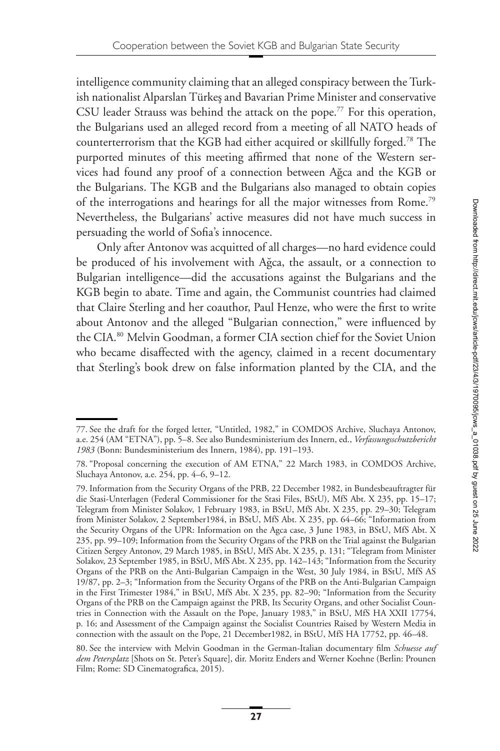intelligence community claiming that an alleged conspiracy between the Turkish nationalist Alparslan Türkeş and Bavarian Prime Minister and conservative CSU leader Strauss was behind the attack on the pope.[77] For this operation, the Bulgarians used an alleged record from a meeting of all NATO heads of counterterrorism that the KGB had either acquired or skillfully forged.[78] The purported minutes of this meeting affirmed that none of the Western services had found any proof of a connection between Ağca and the KGB or the Bulgarians. The KGB and the Bulgarians also managed to obtain copies of the interrogations and hearings for all the major witnesses from Rome.[79] Nevertheless, the Bulgarians' active measures did not have much success in persuading the world of Sofia's innocence.

Only after Antonov was acquitted of all charges—no hard evidence could be produced of his involvement with Ağca, the assault, or a connection to Bulgarian intelligence—did the accusations against the Bulgarians and the KGB begin to abate. Time and again, the Communist countries had claimed that Claire Sterling and her coauthor, Paul Henze, who were the first to write about Antonov and the alleged "Bulgarian connection," were influenced by the CIA.[80] Melvin Goodman, a former CIA section chief for the Soviet Union who became disaffected with the agency, claimed in a recent documentary that Sterling's book drew on false information planted by the CIA, and the

---

77. See the draft for the forged letter, "Untitled, 1982," in COMDOS Archive, Sluchaya Antonov, a.e. 254 (AM "ETNA"), pp. 5–8. See also Bundesministerium des Innern, ed., *Verfassungsschutzbericht 1983* (Bonn: Bundesministerium des Innern, 1984), pp. 191–193.

78. "Proposal concerning the execution of AM ETNA," 22 March 1983, in COMDOS Archive, Sluchaya Antonov, a.e. 254, pp. 4–6, 9–12.

79. Information from the Security Organs of the PRB, 22 December 1982, in Bundesbeauftragter für die Stasi-Unterlagen (Federal Commissioner for the Stasi Files, BStU), MfS Abt. X 235, pp. 15–17; Telegram from Minister Solakov, 1 February 1983, in BStU, MfS Abt. X 235, pp. 29–30; Telegram from Minister Solakov, 2 September1984, in BStU, MfS Abt. X 235, pp. 64–66; "Information from the Security Organs of the UPR: Information on the Agca case, 3 June 1983, in BStU, MfS Abt. X 235, pp. 99–109; Information from the Security Organs of the PRB on the Trial against the Bulgarian Citizen Sergey Antonov, 29 March 1985, in BStU, MfS Abt. X 235, p. 131; "Telegram from Minister Solakov, 23 September 1985, in BStU, MfS Abt. X 235, pp. 142–143; "Information from the Security Organs of the PRB on the Anti-Bulgarian Campaign in the West, 30 July 1984, in BStU, MfS AS 19/87, pp. 2–3; "Information from the Security Organs of the PRB on the Anti-Bulgarian Campaign in the First Trimester 1984," in BStU, MfS Abt. X 235, pp. 82–90; "Information from the Security Organs of the PRB on the Campaign against the PRB, Its Security Organs, and other Socialist Countries in Connection with the Assault on the Pope, January 1983," in BStU, MfS HA XXII 17754, p. 16; and Assessment of the Campaign against the Socialist Countries Raised by Western Media in connection with the assault on the Pope, 21 December1982, in BStU, MfS HA 17752, pp. 46–48.

80. See the interview with Melvin Goodman in the German-Italian documentary film *Schuesse auf dem Petersplatz* [Shots on St. Peter's Square], dir. Moritz Enders and Werner Koehne (Berlin: Prounen Film; Rome: SD Cinematografica, 2015).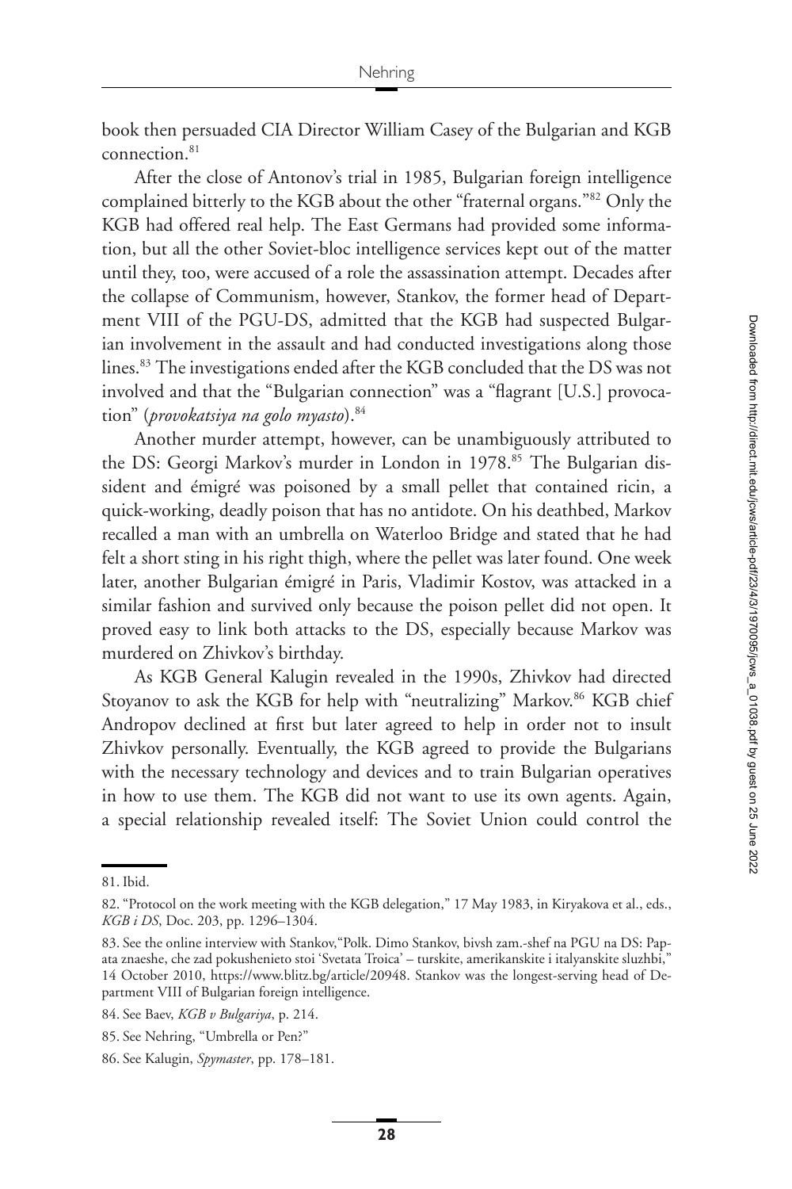book then persuaded CIA Director William Casey of the Bulgarian and KGB connection.[81]

After the close of Antonov's trial in 1985, Bulgarian foreign intelligence complained bitterly to the KGB about the other "fraternal organs."[82] Only the KGB had offered real help. The East Germans had provided some information, but all the other Soviet-bloc intelligence services kept out of the matter until they, too, were accused of a role the assassination attempt. Decades after the collapse of Communism, however, Stankov, the former head of Department VIII of the PGU-DS, admitted that the KGB had suspected Bulgarian involvement in the assault and had conducted investigations along those lines.[83] The investigations ended after the KGB concluded that the DS was not involved and that the "Bulgarian connection" was a "flagrant [U.S.] provocation" (*provokatsiya na golo myasto*).[84]

Another murder attempt, however, can be unambiguously attributed to the DS: Georgi Markov's murder in London in 1978.[85] The Bulgarian dissident and émigré was poisoned by a small pellet that contained ricin, a quick-working, deadly poison that has no antidote. On his deathbed, Markov recalled a man with an umbrella on Waterloo Bridge and stated that he had felt a short sting in his right thigh, where the pellet was later found. One week later, another Bulgarian émigré in Paris, Vladimir Kostov, was attacked in a similar fashion and survived only because the poison pellet did not open. It proved easy to link both attacks to the DS, especially because Markov was murdered on Zhivkov's birthday.

As KGB General Kalugin revealed in the 1990s, Zhivkov had directed Stoyanov to ask the KGB for help with "neutralizing" Markov.[86] KGB chief Andropov declined at first but later agreed to help in order not to insult Zhivkov personally. Eventually, the KGB agreed to provide the Bulgarians with the necessary technology and devices and to train Bulgarian operatives in how to use them. The KGB did not want to use its own agents. Again, a special relationship revealed itself: The Soviet Union could control the

---

81. Ibid.

82. "Protocol on the work meeting with the KGB delegation," 17 May 1983, in Kiryakova et al., eds., *KGB i DS*, Doc. 203, pp. 1296–1304.

83. See the online interview with Stankov, "Polk. Dimo Stankov, bivsh zam.-shef na PGU na DS: Papata znaeshe, che zad pokushenieto stoi 'Svetata Troica' – turskite, amerikanskite i italyanskite sluzhbi," 14 October 2010, https://www.blitz.bg/article/20948. Stankov was the longest-serving head of Department VIII of Bulgarian foreign intelligence.

84. See Baev, *KGB v Bulgariya*, p. 214.

85. See Nehring, "Umbrella or Pen?"

86. See Kalugin, *Spymaster*, pp. 178–181.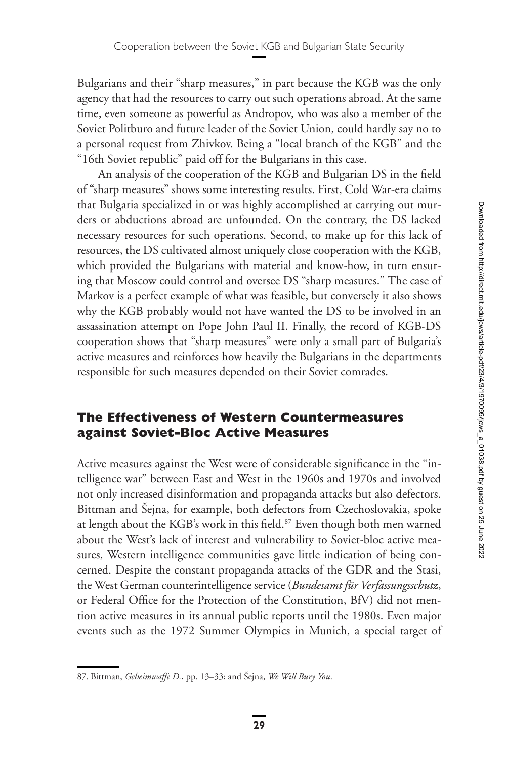Bulgarians and their "sharp measures," in part because the KGB was the only agency that had the resources to carry out such operations abroad. At the same time, even someone as powerful as Andropov, who was also a member of the Soviet Politburo and future leader of the Soviet Union, could hardly say no to a personal request from Zhivkov. Being a "local branch of the KGB" and the "16th Soviet republic" paid off for the Bulgarians in this case.

An analysis of the cooperation of the KGB and Bulgarian DS in the field of "sharp measures" shows some interesting results. First, Cold War-era claims that Bulgaria specialized in or was highly accomplished at carrying out murders or abductions abroad are unfounded. On the contrary, the DS lacked necessary resources for such operations. Second, to make up for this lack of resources, the DS cultivated almost uniquely close cooperation with the KGB, which provided the Bulgarians with material and know-how, in turn ensuring that Moscow could control and oversee DS "sharp measures." The case of Markov is a perfect example of what was feasible, but conversely it also shows why the KGB probably would not have wanted the DS to be involved in an assassination attempt on Pope John Paul II. Finally, the record of KGB-DS cooperation shows that "sharp measures" were only a small part of Bulgaria's active measures and reinforces how heavily the Bulgarians in the departments responsible for such measures depended on their Soviet comrades.

## The Effectiveness of Western Countermeasures against Soviet-Bloc Active Measures

Active measures against the West were of considerable significance in the "intelligence war" between East and West in the 1960s and 1970s and involved not only increased disinformation and propaganda attacks but also defectors. Bittman and Šejna, for example, both defectors from Czechoslovakia, spoke at length about the KGB's work in this field.[87] Even though both men warned about the West's lack of interest and vulnerability to Soviet-bloc active measures, Western intelligence communities gave little indication of being concerned. Despite the constant propaganda attacks of the GDR and the Stasi, the West German counterintelligence service (*Bundesamt für Verfassungsschutz*, or Federal Office for the Protection of the Constitution, BfV) did not mention active measures in its annual public reports until the 1980s. Even major events such as the 1972 Summer Olympics in Munich, a special target of

87. Bittman, *Geheimwaffe D.*, pp. 13–33; and Šejna, *We Will Bury You*.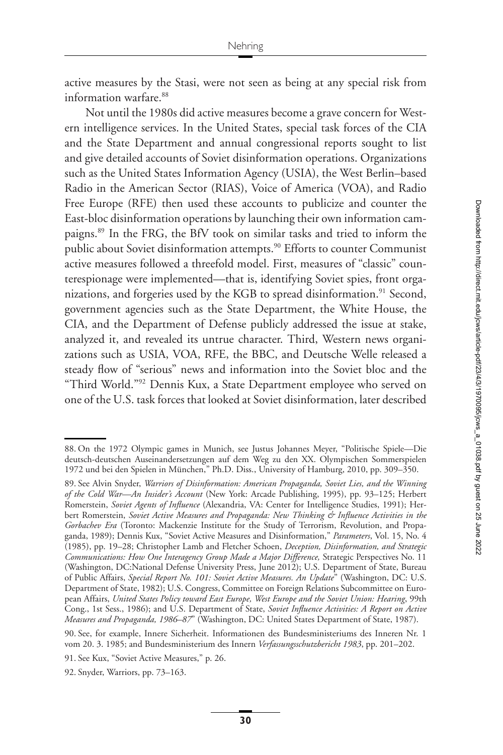active measures by the Stasi, were not seen as being at any special risk from information warfare.[88]

Not until the 1980s did active measures become a grave concern for Western intelligence services. In the United States, special task forces of the CIA and the State Department and annual congressional reports sought to list and give detailed accounts of Soviet disinformation operations. Organizations such as the United States Information Agency (USIA), the West Berlin–based Radio in the American Sector (RIAS), Voice of America (VOA), and Radio Free Europe (RFE) then used these accounts to publicize and counter the East-bloc disinformation operations by launching their own information campaigns.[89] In the FRG, the BfV took on similar tasks and tried to inform the public about Soviet disinformation attempts.[90] Efforts to counter Communist active measures followed a threefold model. First, measures of "classic" counterespionage were implemented—that is, identifying Soviet spies, front organizations, and forgeries used by the KGB to spread disinformation.[91] Second, government agencies such as the State Department, the White House, the CIA, and the Department of Defense publicly addressed the issue at stake, analyzed it, and revealed its untrue character. Third, Western news organizations such as USIA, VOA, RFE, the BBC, and Deutsche Welle released a steady flow of "serious" news and information into the Soviet bloc and the "Third World."[92] Dennis Kux, a State Department employee who served on one of the U.S. task forces that looked at Soviet disinformation, later described

---

88. On the 1972 Olympic games in Munich, see Justus Johannes Meyer, "Politische Spiele—Die deutsch-deutschen Auseinandersetzungen auf dem Weg zu den XX. Olympischen Sommerspielen 1972 und bei den Spielen in München," Ph.D. Diss., University of Hamburg, 2010, pp. 309–350.

89. See Alvin Snyder, *Warriors of Disinformation: American Propaganda, Soviet Lies, and the Winning of the Cold War—An Insider's Account* (New York: Arcade Publishing, 1995), pp. 93–125; Herbert Romerstein, *Soviet Agents of Influence* (Alexandria, VA: Center for Intelligence Studies, 1991); Herbert Romerstein, *Soviet Active Measures and Propaganda: New Thinking & Influence Activities in the Gorbachev Era* (Toronto: Mackenzie Institute for the Study of Terrorism, Revolution, and Propaganda, 1989); Dennis Kux, "Soviet Active Measures and Disinformation," *Parameters*, Vol. 15, No. 4 (1985), pp. 19–28; Christopher Lamb and Fletcher Schoen, *Deception, Disinformation, and Strategic Communications: How One Interagency Group Made a Major Difference,* Strategic Perspectives No. 11 (Washington, DC:National Defense University Press, June 2012); U.S. Department of State, Bureau of Public Affairs, *Special Report No. 101: Soviet Active Measures. An Update*" (Washington, DC: U.S. Department of State, 1982); U.S. Congress, Committee on Foreign Relations Subcommittee on European Affairs, *United States Policy toward East Europe, West Europe and the Soviet Union: Hearing*, 99th Cong., 1st Sess., 1986); and U.S. Department of State, *Soviet Influence Activities: A Report on Active Measures and Propaganda, 1986–87*" (Washington, DC: United States Department of State, 1987).

90. See, for example, Innere Sicherheit. Informationen des Bundesministeriums des Inneren Nr. 1 vom 20. 3. 1985; and Bundesministerium des Innern *Verfassungsschutzbericht 1983*, pp. 201–202.

91. See Kux, "Soviet Active Measures," p. 26.

92. Snyder, Warriors, pp. 73–163.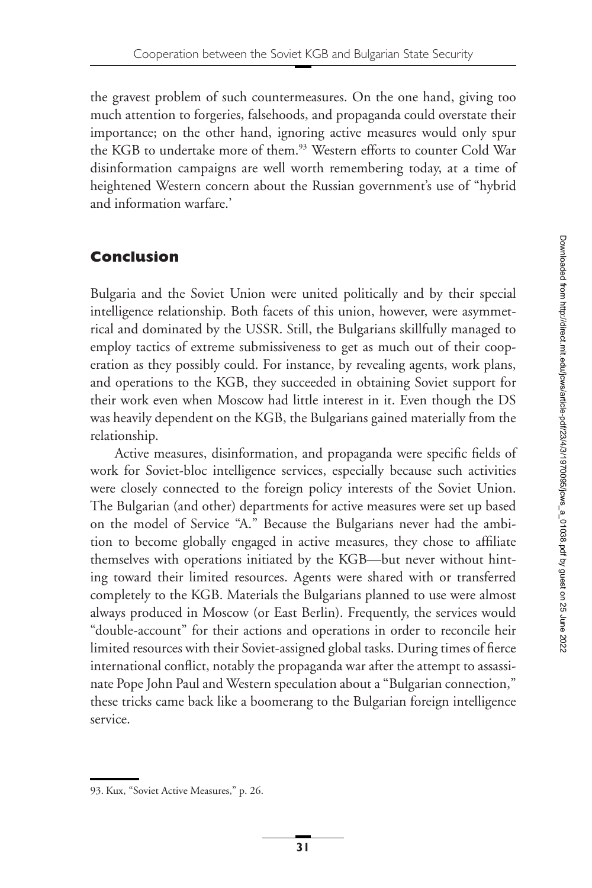the gravest problem of such countermeasures. On the one hand, giving too much attention to forgeries, falsehoods, and propaganda could overstate their importance; on the other hand, ignoring active measures would only spur the KGB to undertake more of them.[93] Western efforts to counter Cold War disinformation campaigns are well worth remembering today, at a time of heightened Western concern about the Russian government's use of "hybrid and information warfare.'

## Conclusion

Bulgaria and the Soviet Union were united politically and by their special intelligence relationship. Both facets of this union, however, were asymmetrical and dominated by the USSR. Still, the Bulgarians skillfully managed to employ tactics of extreme submissiveness to get as much out of their cooperation as they possibly could. For instance, by revealing agents, work plans, and operations to the KGB, they succeeded in obtaining Soviet support for their work even when Moscow had little interest in it. Even though the DS was heavily dependent on the KGB, the Bulgarians gained materially from the relationship.

Active measures, disinformation, and propaganda were specific fields of work for Soviet-bloc intelligence services, especially because such activities were closely connected to the foreign policy interests of the Soviet Union. The Bulgarian (and other) departments for active measures were set up based on the model of Service "A." Because the Bulgarians never had the ambition to become globally engaged in active measures, they chose to affiliate themselves with operations initiated by the KGB—but never without hinting toward their limited resources. Agents were shared with or transferred completely to the KGB. Materials the Bulgarians planned to use were almost always produced in Moscow (or East Berlin). Frequently, the services would "double-account" for their actions and operations in order to reconcile heir limited resources with their Soviet-assigned global tasks. During times of fierce international conflict, notably the propaganda war after the attempt to assassinate Pope John Paul and Western speculation about a "Bulgarian connection," these tricks came back like a boomerang to the Bulgarian foreign intelligence service.

93. Kux, "Soviet Active Measures," p. 26.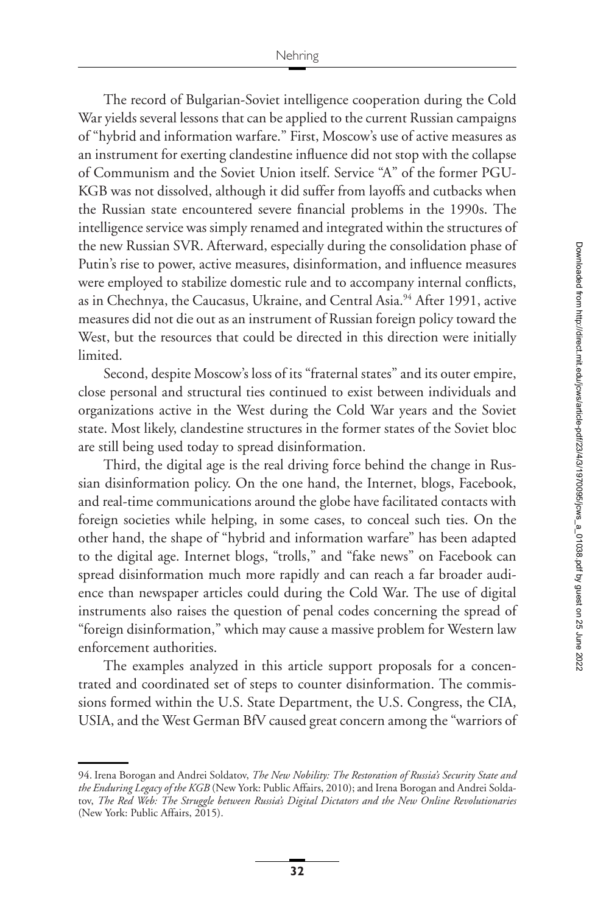The record of Bulgarian-Soviet intelligence cooperation during the Cold War yields several lessons that can be applied to the current Russian campaigns of "hybrid and information warfare." First, Moscow's use of active measures as an instrument for exerting clandestine influence did not stop with the collapse of Communism and the Soviet Union itself. Service "A" of the former PGU-KGB was not dissolved, although it did suffer from layoffs and cutbacks when the Russian state encountered severe financial problems in the 1990s. The intelligence service was simply renamed and integrated within the structures of the new Russian SVR. Afterward, especially during the consolidation phase of Putin's rise to power, active measures, disinformation, and influence measures were employed to stabilize domestic rule and to accompany internal conflicts, as in Chechnya, the Caucasus, Ukraine, and Central Asia.[94] After 1991, active measures did not die out as an instrument of Russian foreign policy toward the West, but the resources that could be directed in this direction were initially limited.

Second, despite Moscow's loss of its "fraternal states" and its outer empire, close personal and structural ties continued to exist between individuals and organizations active in the West during the Cold War years and the Soviet state. Most likely, clandestine structures in the former states of the Soviet bloc are still being used today to spread disinformation.

Third, the digital age is the real driving force behind the change in Russian disinformation policy. On the one hand, the Internet, blogs, Facebook, and real-time communications around the globe have facilitated contacts with foreign societies while helping, in some cases, to conceal such ties. On the other hand, the shape of "hybrid and information warfare" has been adapted to the digital age. Internet blogs, "trolls," and "fake news" on Facebook can spread disinformation much more rapidly and can reach a far broader audience than newspaper articles could during the Cold War. The use of digital instruments also raises the question of penal codes concerning the spread of "foreign disinformation," which may cause a massive problem for Western law enforcement authorities.

The examples analyzed in this article support proposals for a concentrated and coordinated set of steps to counter disinformation. The commissions formed within the U.S. State Department, the U.S. Congress, the CIA, USIA, and the West German BfV caused great concern among the "warriors of

---

94. Irena Borogan and Andrei Soldatov, *The New Nobility: The Restoration of Russia's Security State and the Enduring Legacy of the KGB* (New York: Public Affairs, 2010); and Irena Borogan and Andrei Soldatov, *The Red Web: The Struggle between Russia's Digital Dictators and the New Online Revolutionaries* (New York: Public Affairs, 2015).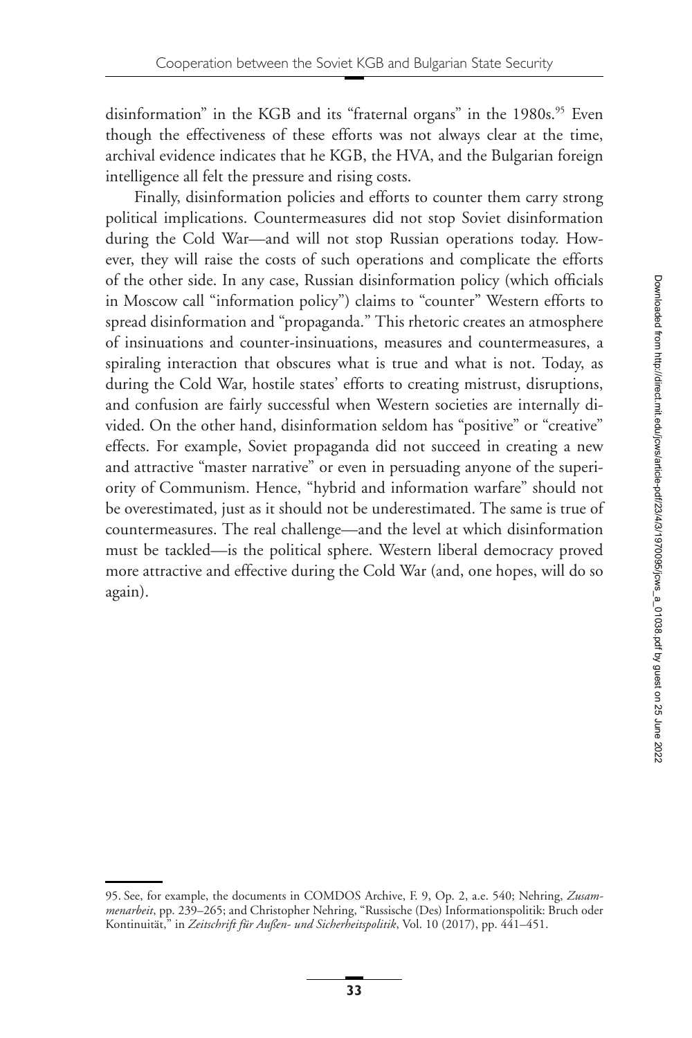disinformation" in the KGB and its "fraternal organs" in the 1980s.[95] Even though the effectiveness of these efforts was not always clear at the time, archival evidence indicates that he KGB, the HVA, and the Bulgarian foreign intelligence all felt the pressure and rising costs.

Finally, disinformation policies and efforts to counter them carry strong political implications. Countermeasures did not stop Soviet disinformation during the Cold War—and will not stop Russian operations today. However, they will raise the costs of such operations and complicate the efforts of the other side. In any case, Russian disinformation policy (which officials in Moscow call "information policy") claims to "counter" Western efforts to spread disinformation and "propaganda." This rhetoric creates an atmosphere of insinuations and counter-insinuations, measures and countermeasures, a spiraling interaction that obscures what is true and what is not. Today, as during the Cold War, hostile states' efforts to creating mistrust, disruptions, and confusion are fairly successful when Western societies are internally divided. On the other hand, disinformation seldom has "positive" or "creative" effects. For example, Soviet propaganda did not succeed in creating a new and attractive "master narrative" or even in persuading anyone of the superiority of Communism. Hence, "hybrid and information warfare" should not be overestimated, just as it should not be underestimated. The same is true of countermeasures. The real challenge—and the level at which disinformation must be tackled—is the political sphere. Western liberal democracy proved more attractive and effective during the Cold War (and, one hopes, will do so again).

95. See, for example, the documents in COMDOS Archive, F. 9, Op. 2, a.e. 540; Nehring, *Zusammenarbeit*, pp. 239–265; and Christopher Nehring, "Russische (Des) Informationspolitik: Bruch oder Kontinuität," in *Zeitschrift für Außen- und Sicherheitspolitik*, Vol. 10 (2017), pp. 441–451.